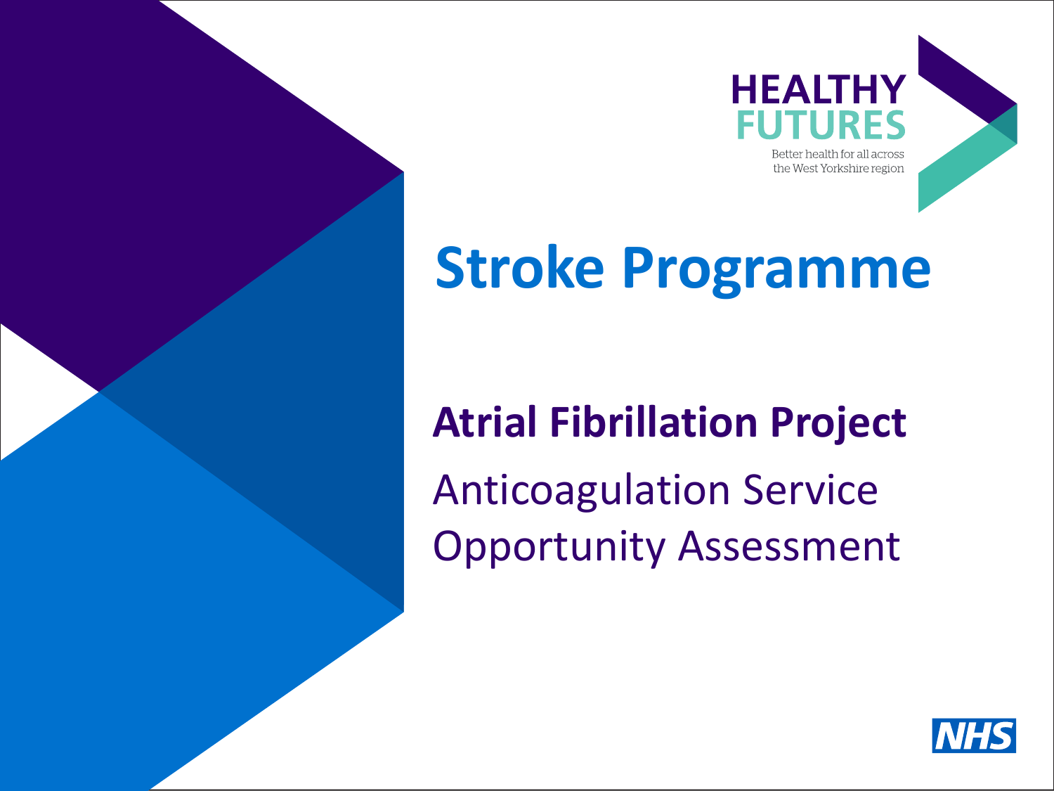HEALTHY FUTURES

Better health for all across the West Yorkshire region

# Stroke Programme

## Atrial Fibrillation Project

Anticoagulation Service Opportunity Assessment

NHS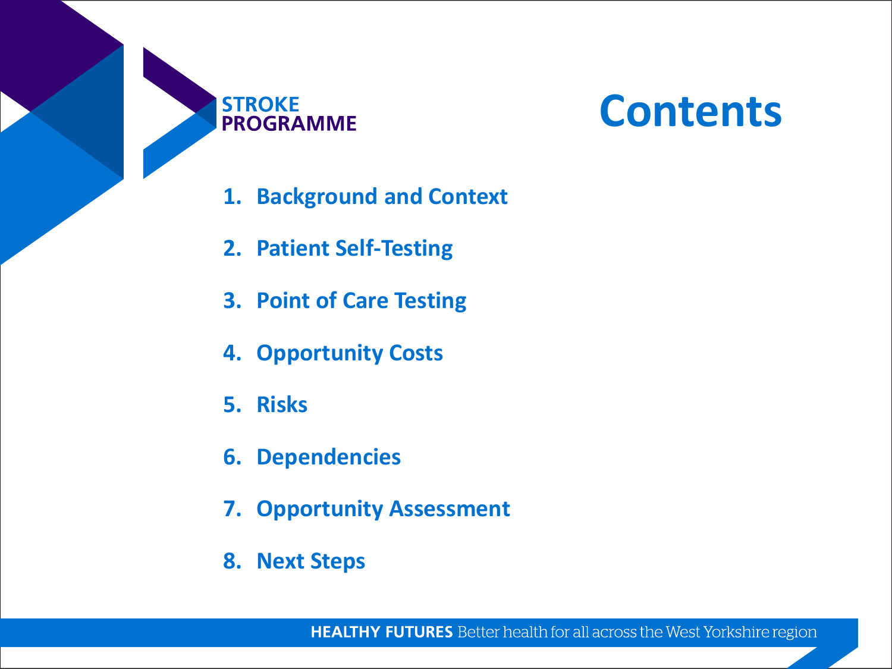STROKE PROGRAMME

# Contents

1. Background and Context
2. Patient Self-Testing
3. Point of Care Testing
4. Opportunity Costs
5. Risks
6. Dependencies
7. Opportunity Assessment
8. Next Steps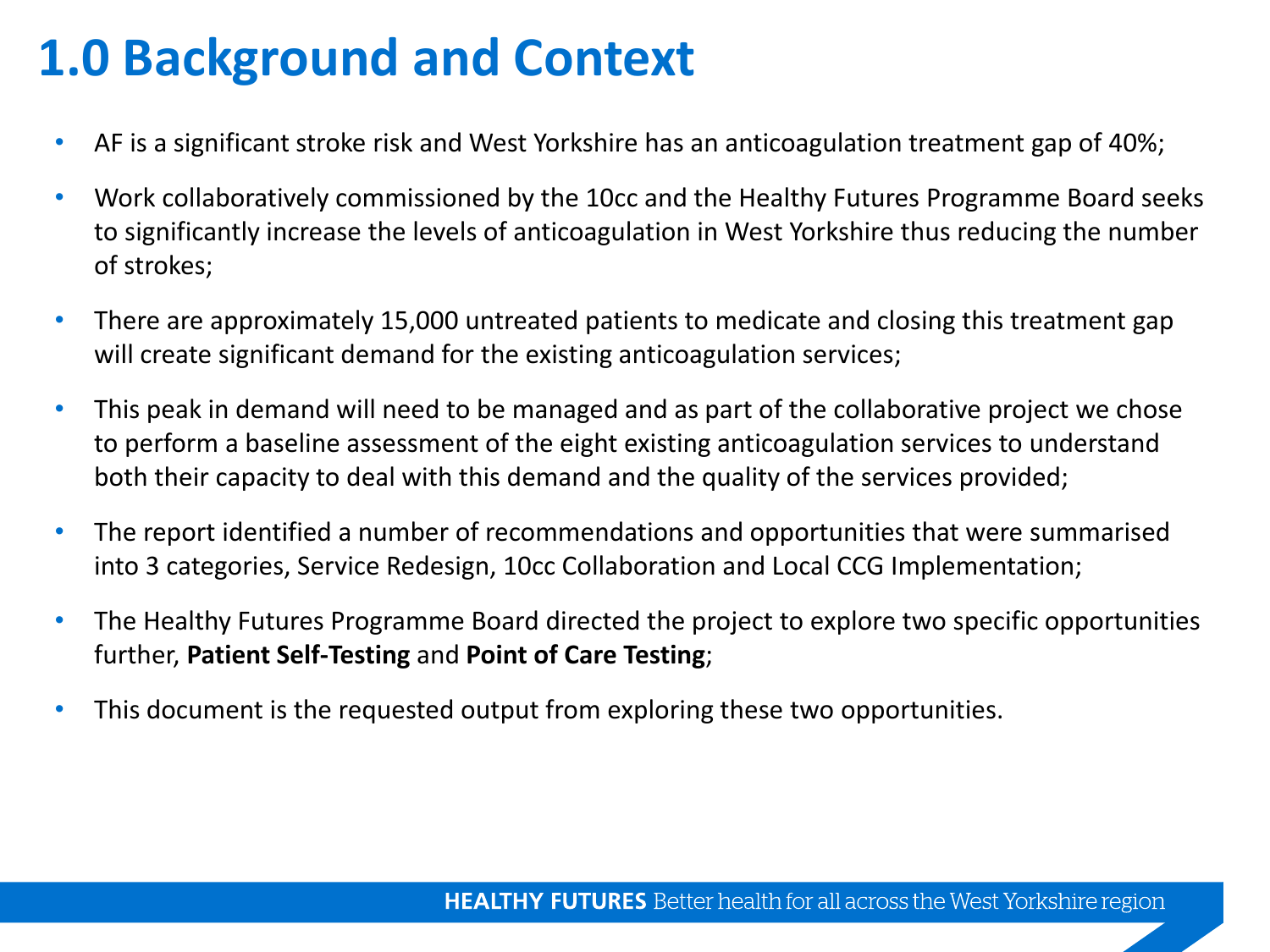# 1.0 Background and Context

- AF is a significant stroke risk and West Yorkshire has an anticoagulation treatment gap of 40%;
- Work collaboratively commissioned by the 10cc and the Healthy Futures Programme Board seeks to significantly increase the levels of anticoagulation in West Yorkshire thus reducing the number of strokes;
- There are approximately 15,000 untreated patients to medicate and closing this treatment gap will create significant demand for the existing anticoagulation services;
- This peak in demand will need to be managed and as part of the collaborative project we chose to perform a baseline assessment of the eight existing anticoagulation services to understand both their capacity to deal with this demand and the quality of the services provided;
- The report identified a number of recommendations and opportunities that were summarised into 3 categories, Service Redesign, 10cc Collaboration and Local CCG Implementation;
- The Healthy Futures Programme Board directed the project to explore two specific opportunities further, **Patient Self-Testing** and **Point of Care Testing**;
- This document is the requested output from exploring these two opportunities.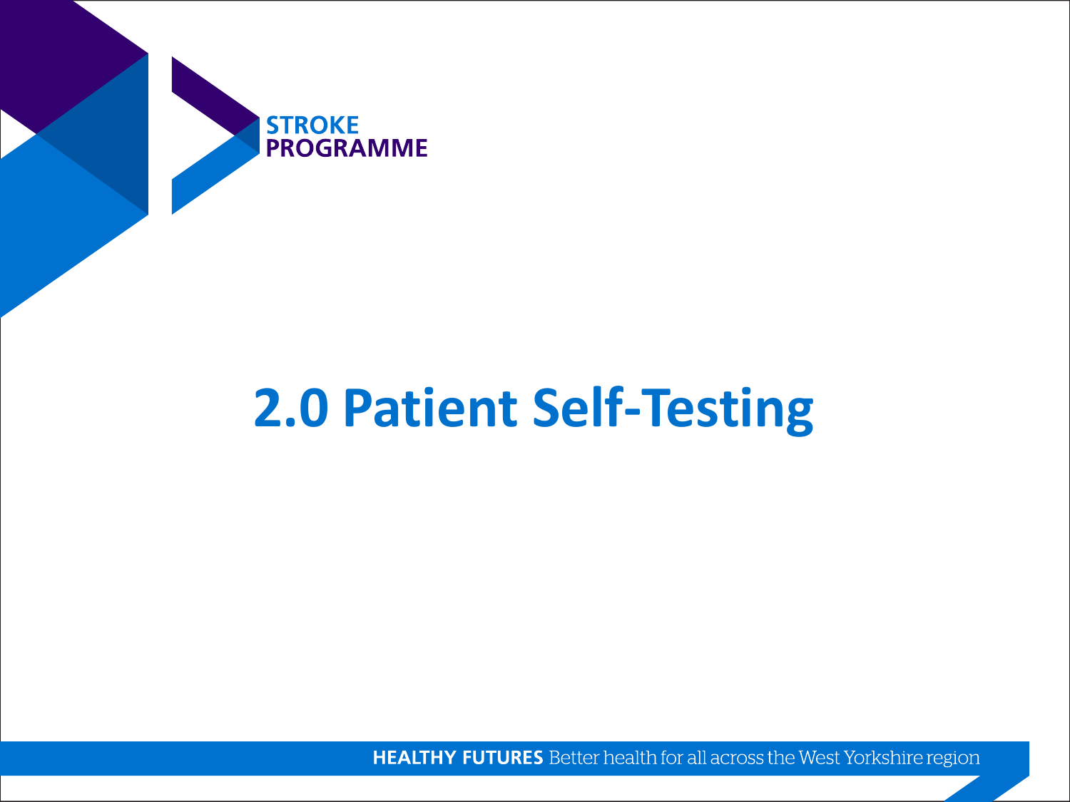STROKE PROGRAMME

# 2.0 Patient Self-Testing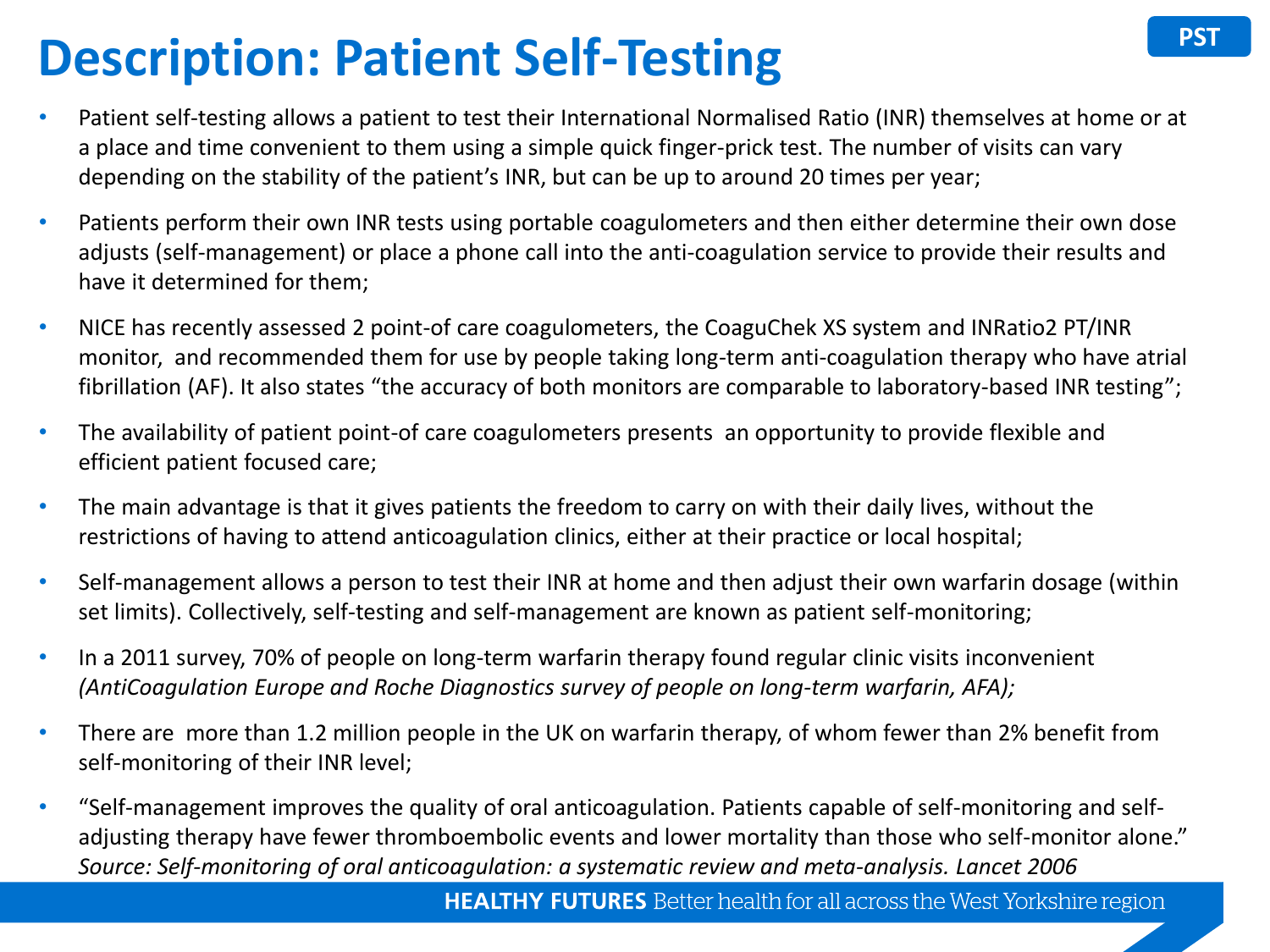# Description: Patient Self-Testing

PST

- Patient self-testing allows a patient to test their International Normalised Ratio (INR) themselves at home or at a place and time convenient to them using a simple quick finger-prick test. The number of visits can vary depending on the stability of the patient's INR, but can be up to around 20 times per year;
- Patients perform their own INR tests using portable coagulometers and then either determine their own dose adjusts (self-management) or place a phone call into the anti-coagulation service to provide their results and have it determined for them;
- NICE has recently assessed 2 point-of care coagulometers, the CoaguChek XS system and INRatio2 PT/INR monitor, and recommended them for use by people taking long-term anti-coagulation therapy who have atrial fibrillation (AF). It also states "the accuracy of both monitors are comparable to laboratory-based INR testing";
- The availability of patient point-of care coagulometers presents an opportunity to provide flexible and efficient patient focused care;
- The main advantage is that it gives patients the freedom to carry on with their daily lives, without the restrictions of having to attend anticoagulation clinics, either at their practice or local hospital;
- Self-management allows a person to test their INR at home and then adjust their own warfarin dosage (within set limits). Collectively, self-testing and self-management are known as patient self-monitoring;
- In a 2011 survey, 70% of people on long-term warfarin therapy found regular clinic visits inconvenient *(AntiCoagulation Europe and Roche Diagnostics survey of people on long-term warfarin, AFA);*
- There are more than 1.2 million people in the UK on warfarin therapy, of whom fewer than 2% benefit from self-monitoring of their INR level;
- "Self-management improves the quality of oral anticoagulation. Patients capable of self-monitoring and self-adjusting therapy have fewer thromboembolic events and lower mortality than those who self-monitor alone." *Source: Self-monitoring of oral anticoagulation: a systematic review and meta-analysis. Lancet 2006*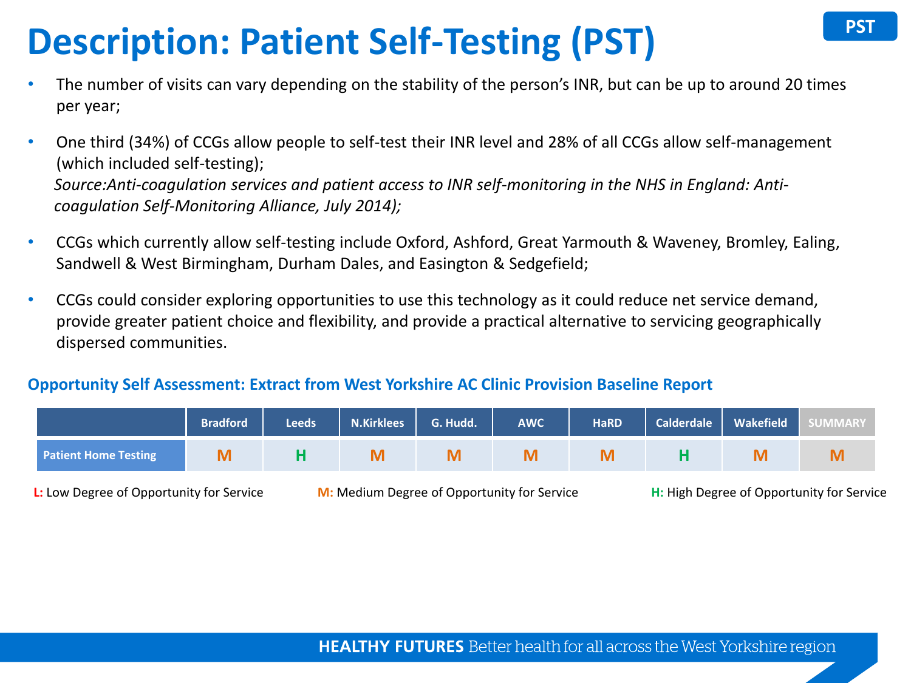# Description: Patient Self-Testing (PST)

PST

- The number of visits can vary depending on the stability of the person's INR, but can be up to around 20 times per year;
- One third (34%) of CCGs allow people to self-test their INR level and 28% of all CCGs allow self-management (which included self-testing);
  *Source:Anti-coagulation services and patient access to INR self-monitoring in the NHS in England: Anti-coagulation Self-Monitoring Alliance, July 2014);*
- CCGs which currently allow self-testing include Oxford, Ashford, Great Yarmouth & Waveney, Bromley, Ealing, Sandwell & West Birmingham, Durham Dales, and Easington & Sedgefield;
- CCGs could consider exploring opportunities to use this technology as it could reduce net service demand, provide greater patient choice and flexibility, and provide a practical alternative to servicing geographically dispersed communities.

## Opportunity Self Assessment: Extract from West Yorkshire AC Clinic Provision Baseline Report

| | Bradford | Leeds | N.Kirklees | G. Hudd. | AWC | HaRD | Calderdale | Wakefield | SUMMARY |
|---|---|---|---|---|---|---|---|---|---|
| Patient Home Testing | M | H | M | M | M | M | H | M | M |

**L:** Low Degree of Opportunity for Service **M:** Medium Degree of Opportunity for Service **H:** High Degree of Opportunity for Service

**HEALTHY FUTURES** Better health for all across the West Yorkshire region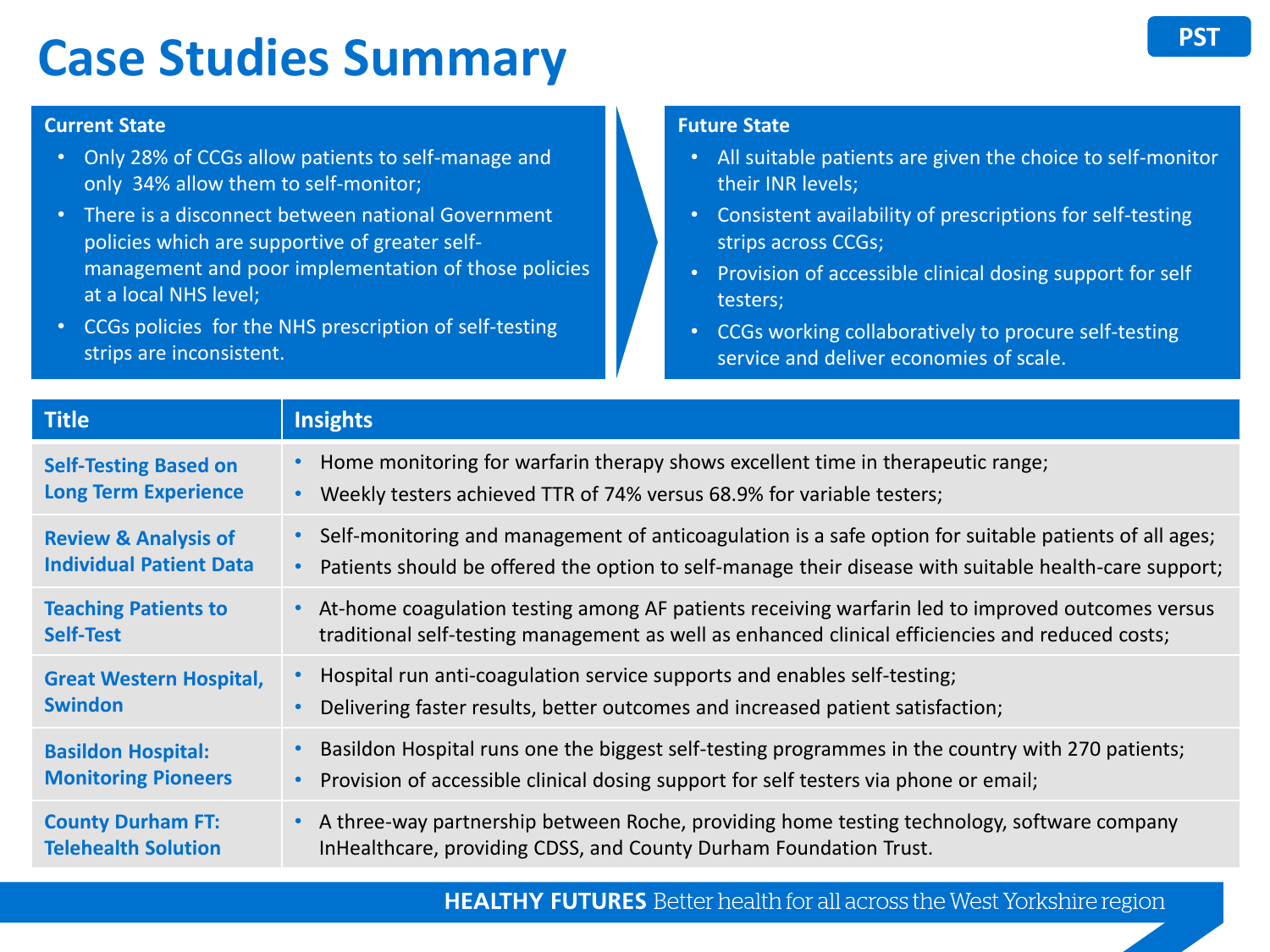# Case Studies Summary

PST

**Current State**

- Only 28% of CCGs allow patients to self-manage and only 34% allow them to self-monitor;
- There is a disconnect between national Government policies which are supportive of greater self-management and poor implementation of those policies at a local NHS level;
- CCGs policies for the NHS prescription of self-testing strips are inconsistent.

**Future State**

- All suitable patients are given the choice to self-monitor their INR levels;
- Consistent availability of prescriptions for self-testing strips across CCGs;
- Provision of accessible clinical dosing support for self testers;
- CCGs working collaboratively to procure self-testing service and deliver economies of scale.

| Title | Insights |
|---|---|
| **Self-Testing Based on Long Term Experience** | • Home monitoring for warfarin therapy shows excellent time in therapeutic range;<br>• Weekly testers achieved TTR of 74% versus 68.9% for variable testers; |
| **Review & Analysis of Individual Patient Data** | • Self-monitoring and management of anticoagulation is a safe option for suitable patients of all ages;<br>• Patients should be offered the option to self-manage their disease with suitable health-care support; |
| **Teaching Patients to Self-Test** | • At-home coagulation testing among AF patients receiving warfarin led to improved outcomes versus traditional self-testing management as well as enhanced clinical efficiencies and reduced costs; |
| **Great Western Hospital, Swindon** | • Hospital run anti-coagulation service supports and enables self-testing;<br>• Delivering faster results, better outcomes and increased patient satisfaction; |
| **Basildon Hospital: Monitoring Pioneers** | • Basildon Hospital runs one the biggest self-testing programmes in the country with 270 patients;<br>• Provision of accessible clinical dosing support for self testers via phone or email; |
| **County Durham FT: Telehealth Solution** | • A three-way partnership between Roche, providing home testing technology, software company InHealthcare, providing CDSS, and County Durham Foundation Trust. |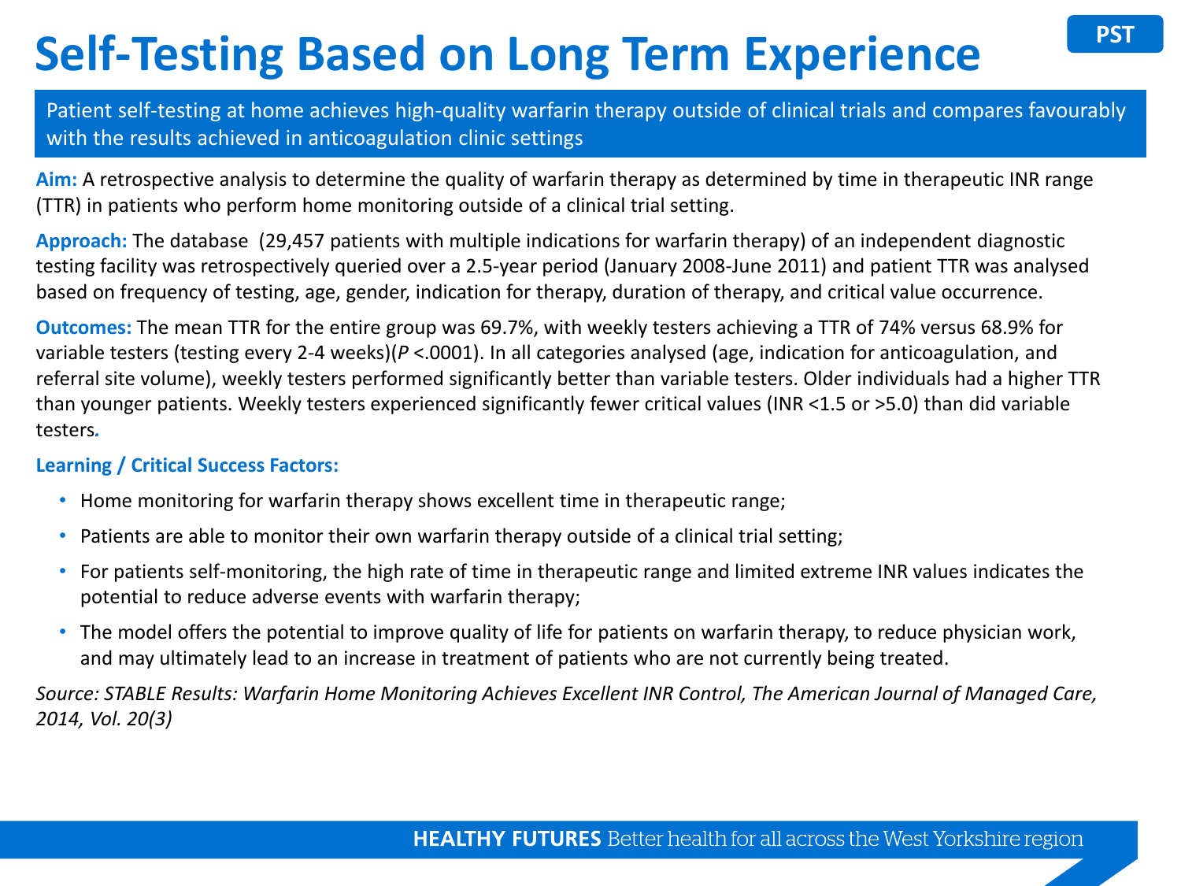# Self-Testing Based on Long Term Experience

PST

Patient self-testing at home achieves high-quality warfarin therapy outside of clinical trials and compares favourably with the results achieved in anticoagulation clinic settings

**Aim:** A retrospective analysis to determine the quality of warfarin therapy as determined by time in therapeutic INR range (TTR) in patients who perform home monitoring outside of a clinical trial setting.

**Approach:** The database (29,457 patients with multiple indications for warfarin therapy) of an independent diagnostic testing facility was retrospectively queried over a 2.5-year period (January 2008-June 2011) and patient TTR was analysed based on frequency of testing, age, gender, indication for therapy, duration of therapy, and critical value occurrence.

**Outcomes:** The mean TTR for the entire group was 69.7%, with weekly testers achieving a TTR of 74% versus 68.9% for variable testers (testing every 2-4 weeks)($P < .0001$). In all categories analysed (age, indication for anticoagulation, and referral site volume), weekly testers performed significantly better than variable testers. Older individuals had a higher TTR than younger patients. Weekly testers experienced significantly fewer critical values (INR <1.5 or >5.0) than did variable testers.

**Learning / Critical Success Factors:**

- Home monitoring for warfarin therapy shows excellent time in therapeutic range;
- Patients are able to monitor their own warfarin therapy outside of a clinical trial setting;
- For patients self-monitoring, the high rate of time in therapeutic range and limited extreme INR values indicates the potential to reduce adverse events with warfarin therapy;
- The model offers the potential to improve quality of life for patients on warfarin therapy, to reduce physician work, and may ultimately lead to an increase in treatment of patients who are not currently being treated.

*Source: STABLE Results: Warfarin Home Monitoring Achieves Excellent INR Control, The American Journal of Managed Care, 2014, Vol. 20(3)*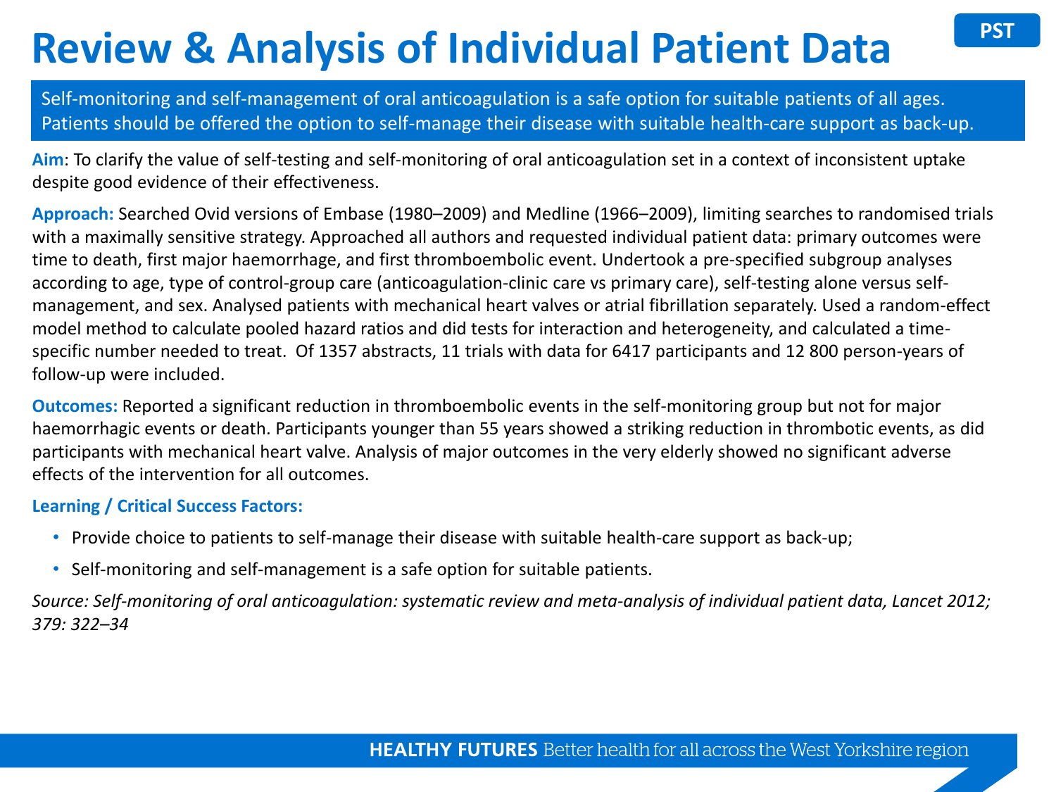# Review & Analysis of Individual Patient Data

PST

Self-monitoring and self-management of oral anticoagulation is a safe option for suitable patients of all ages. Patients should be offered the option to self-manage their disease with suitable health-care support as back-up.

**Aim**: To clarify the value of self-testing and self-monitoring of oral anticoagulation set in a context of inconsistent uptake despite good evidence of their effectiveness.

**Approach:** Searched Ovid versions of Embase (1980–2009) and Medline (1966–2009), limiting searches to randomised trials with a maximally sensitive strategy. Approached all authors and requested individual patient data: primary outcomes were time to death, first major haemorrhage, and first thromboembolic event. Undertook a pre-specified subgroup analyses according to age, type of control-group care (anticoagulation-clinic care vs primary care), self-testing alone versus self-management, and sex. Analysed patients with mechanical heart valves or atrial fibrillation separately. Used a random-effect model method to calculate pooled hazard ratios and did tests for interaction and heterogeneity, and calculated a time-specific number needed to treat. Of 1357 abstracts, 11 trials with data for 6417 participants and 12 800 person-years of follow-up were included.

**Outcomes:** Reported a significant reduction in thromboembolic events in the self-monitoring group but not for major haemorrhagic events or death. Participants younger than 55 years showed a striking reduction in thrombotic events, as did participants with mechanical heart valve. Analysis of major outcomes in the very elderly showed no significant adverse effects of the intervention for all outcomes.

**Learning / Critical Success Factors:**

- Provide choice to patients to self-manage their disease with suitable health-care support as back-up;
- Self-monitoring and self-management is a safe option for suitable patients.

*Source: Self-monitoring of oral anticoagulation: systematic review and meta-analysis of individual patient data, Lancet 2012; 379: 322–34*

**HEALTHY FUTURES** Better health for all across the West Yorkshire region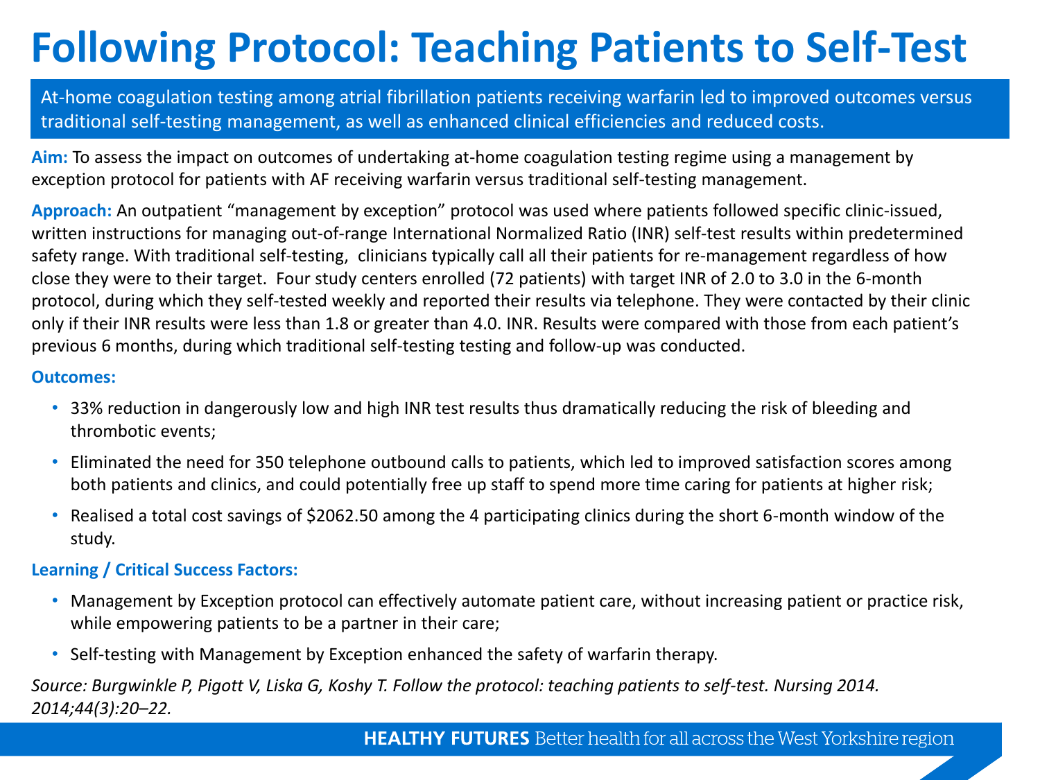# Following Protocol: Teaching Patients to Self-Test

At-home coagulation testing among atrial fibrillation patients receiving warfarin led to improved outcomes versus traditional self-testing management, as well as enhanced clinical efficiencies and reduced costs.

**Aim:** To assess the impact on outcomes of undertaking at-home coagulation testing regime using a management by exception protocol for patients with AF receiving warfarin versus traditional self-testing management.

**Approach:** An outpatient "management by exception" protocol was used where patients followed specific clinic-issued, written instructions for managing out-of-range International Normalized Ratio (INR) self-test results within predetermined safety range. With traditional self-testing, clinicians typically call all their patients for re-management regardless of how close they were to their target. Four study centers enrolled (72 patients) with target INR of 2.0 to 3.0 in the 6-month protocol, during which they self-tested weekly and reported their results via telephone. They were contacted by their clinic only if their INR results were less than 1.8 or greater than 4.0. INR. Results were compared with those from each patient's previous 6 months, during which traditional self-testing testing and follow-up was conducted.

**Outcomes:**

- 33% reduction in dangerously low and high INR test results thus dramatically reducing the risk of bleeding and thrombotic events;
- Eliminated the need for 350 telephone outbound calls to patients, which led to improved satisfaction scores among both patients and clinics, and could potentially free up staff to spend more time caring for patients at higher risk;
- Realised a total cost savings of $2062.50 among the 4 participating clinics during the short 6-month window of the study.

**Learning / Critical Success Factors:**

- Management by Exception protocol can effectively automate patient care, without increasing patient or practice risk, while empowering patients to be a partner in their care;
- Self-testing with Management by Exception enhanced the safety of warfarin therapy.

*Source: Burgwinkle P, Pigott V, Liska G, Koshy T. Follow the protocol: teaching patients to self-test. Nursing 2014. 2014;44(3):20–22.*

**HEALTHY FUTURES** Better health for all across the West Yorkshire region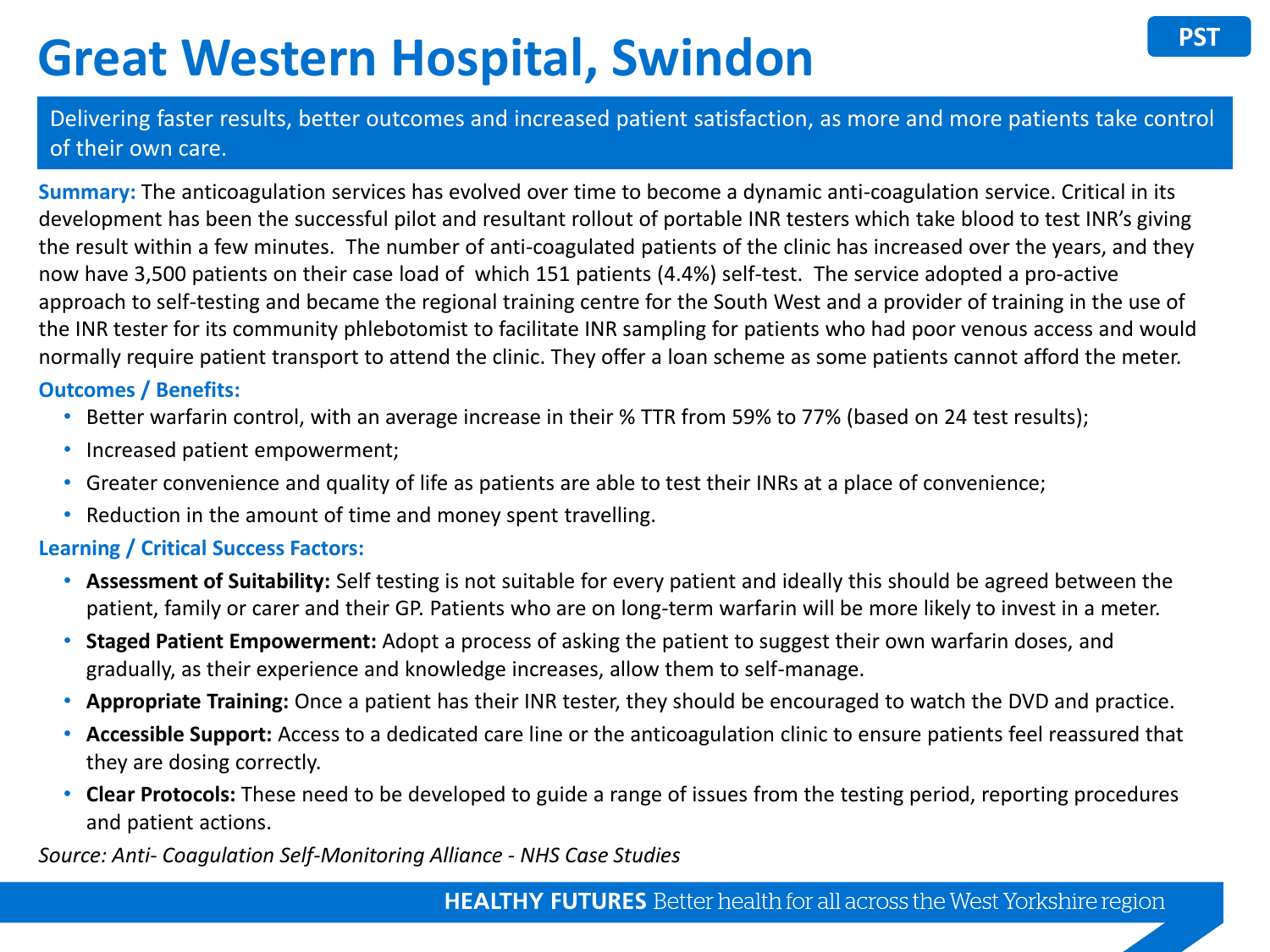# Great Western Hospital, Swindon

PST

Delivering faster results, better outcomes and increased patient satisfaction, as more and more patients take control of their own care.

**Summary:** The anticoagulation services has evolved over time to become a dynamic anti-coagulation service. Critical in its development has been the successful pilot and resultant rollout of portable INR testers which take blood to test INR's giving the result within a few minutes. The number of anti-coagulated patients of the clinic has increased over the years, and they now have 3,500 patients on their case load of which 151 patients (4.4%) self-test. The service adopted a pro-active approach to self-testing and became the regional training centre for the South West and a provider of training in the use of the INR tester for its community phlebotomist to facilitate INR sampling for patients who had poor venous access and would normally require patient transport to attend the clinic. They offer a loan scheme as some patients cannot afford the meter.

**Outcomes / Benefits:**

- Better warfarin control, with an average increase in their % TTR from 59% to 77% (based on 24 test results);
- Increased patient empowerment;
- Greater convenience and quality of life as patients are able to test their INRs at a place of convenience;
- Reduction in the amount of time and money spent travelling.

**Learning / Critical Success Factors:**

- **Assessment of Suitability:** Self testing is not suitable for every patient and ideally this should be agreed between the patient, family or carer and their GP. Patients who are on long-term warfarin will be more likely to invest in a meter.
- **Staged Patient Empowerment:** Adopt a process of asking the patient to suggest their own warfarin doses, and gradually, as their experience and knowledge increases, allow them to self-manage.
- **Appropriate Training:** Once a patient has their INR tester, they should be encouraged to watch the DVD and practice.
- **Accessible Support:** Access to a dedicated care line or the anticoagulation clinic to ensure patients feel reassured that they are dosing correctly.
- **Clear Protocols:** These need to be developed to guide a range of issues from the testing period, reporting procedures and patient actions.

*Source: Anti- Coagulation Self-Monitoring Alliance - NHS Case Studies*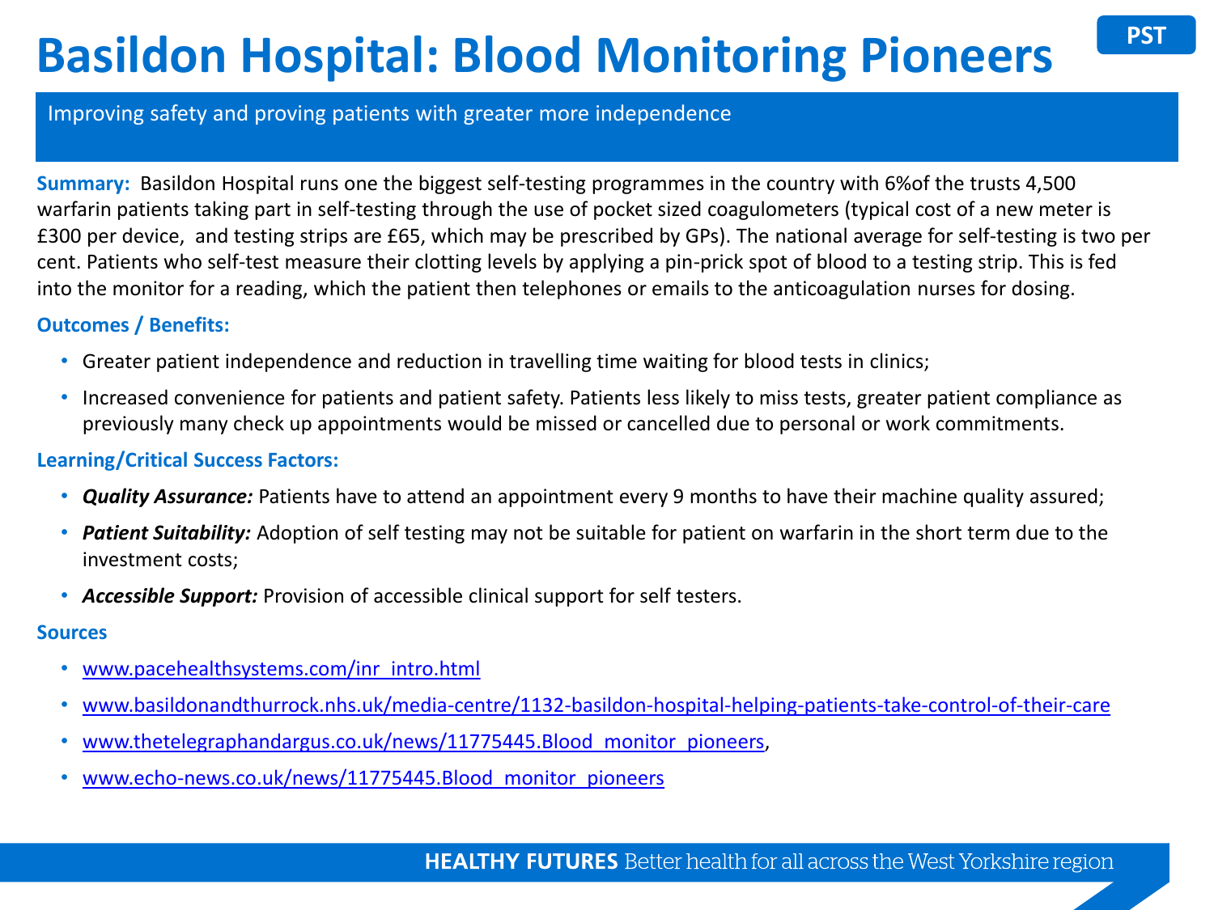# Basildon Hospital: Blood Monitoring Pioneers

PST

Improving safety and proving patients with greater more independence

**Summary:** Basildon Hospital runs one the biggest self-testing programmes in the country with 6%of the trusts 4,500 warfarin patients taking part in self-testing through the use of pocket sized coagulometers (typical cost of a new meter is £300 per device, and testing strips are £65, which may be prescribed by GPs). The national average for self-testing is two per cent. Patients who self-test measure their clotting levels by applying a pin-prick spot of blood to a testing strip. This is fed into the monitor for a reading, which the patient then telephones or emails to the anticoagulation nurses for dosing.

**Outcomes / Benefits:**

- Greater patient independence and reduction in travelling time waiting for blood tests in clinics;
- Increased convenience for patients and patient safety. Patients less likely to miss tests, greater patient compliance as previously many check up appointments would be missed or cancelled due to personal or work commitments.

**Learning/Critical Success Factors:**

- ***Quality Assurance:*** Patients have to attend an appointment every 9 months to have their machine quality assured;
- ***Patient Suitability:*** Adoption of self testing may not be suitable for patient on warfarin in the short term due to the investment costs;
- ***Accessible Support:*** Provision of accessible clinical support for self testers.

**Sources**

- www.pacehealthsystems.com/inr_intro.html
- www.basildonandthurrock.nhs.uk/media-centre/1132-basildon-hospital-helping-patients-take-control-of-their-care
- www.thetelegraphandargus.co.uk/news/11775445.Blood_monitor_pioneers,
- www.echo-news.co.uk/news/11775445.Blood_monitor_pioneers

**HEALTHY FUTURES** Better health for all across the West Yorkshire region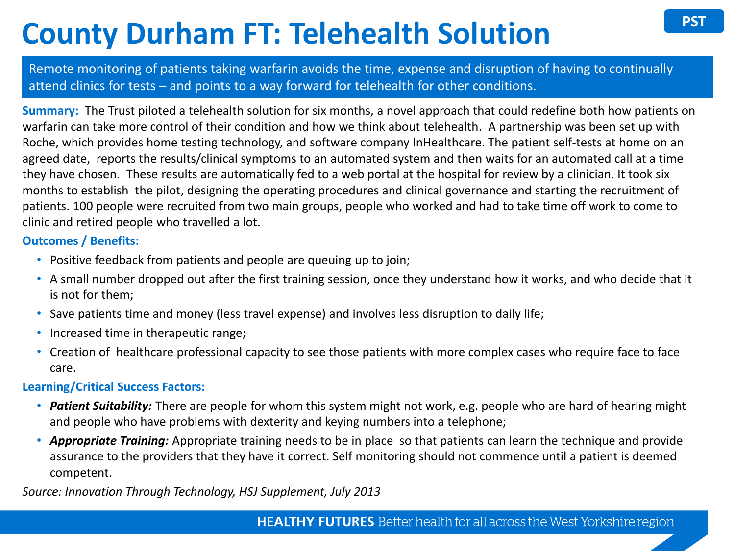# County Durham FT: Telehealth Solution

PST

Remote monitoring of patients taking warfarin avoids the time, expense and disruption of having to continually attend clinics for tests – and points to a way forward for telehealth for other conditions.

**Summary:** The Trust piloted a telehealth solution for six months, a novel approach that could redefine both how patients on warfarin can take more control of their condition and how we think about telehealth. A partnership was been set up with Roche, which provides home testing technology, and software company InHealthcare. The patient self-tests at home on an agreed date, reports the results/clinical symptoms to an automated system and then waits for an automated call at a time they have chosen. These results are automatically fed to a web portal at the hospital for review by a clinician. It took six months to establish the pilot, designing the operating procedures and clinical governance and starting the recruitment of patients. 100 people were recruited from two main groups, people who worked and had to take time off work to come to clinic and retired people who travelled a lot.

**Outcomes / Benefits:**

- Positive feedback from patients and people are queuing up to join;
- A small number dropped out after the first training session, once they understand how it works, and who decide that it is not for them;
- Save patients time and money (less travel expense) and involves less disruption to daily life;
- Increased time in therapeutic range;
- Creation of healthcare professional capacity to see those patients with more complex cases who require face to face care.

**Learning/Critical Success Factors:**

- ***Patient Suitability:*** There are people for whom this system might not work, e.g. people who are hard of hearing might and people who have problems with dexterity and keying numbers into a telephone;
- ***Appropriate Training:*** Appropriate training needs to be in place so that patients can learn the technique and provide assurance to the providers that they have it correct. Self monitoring should not commence until a patient is deemed competent.

*Source: Innovation Through Technology, HSJ Supplement, July 2013*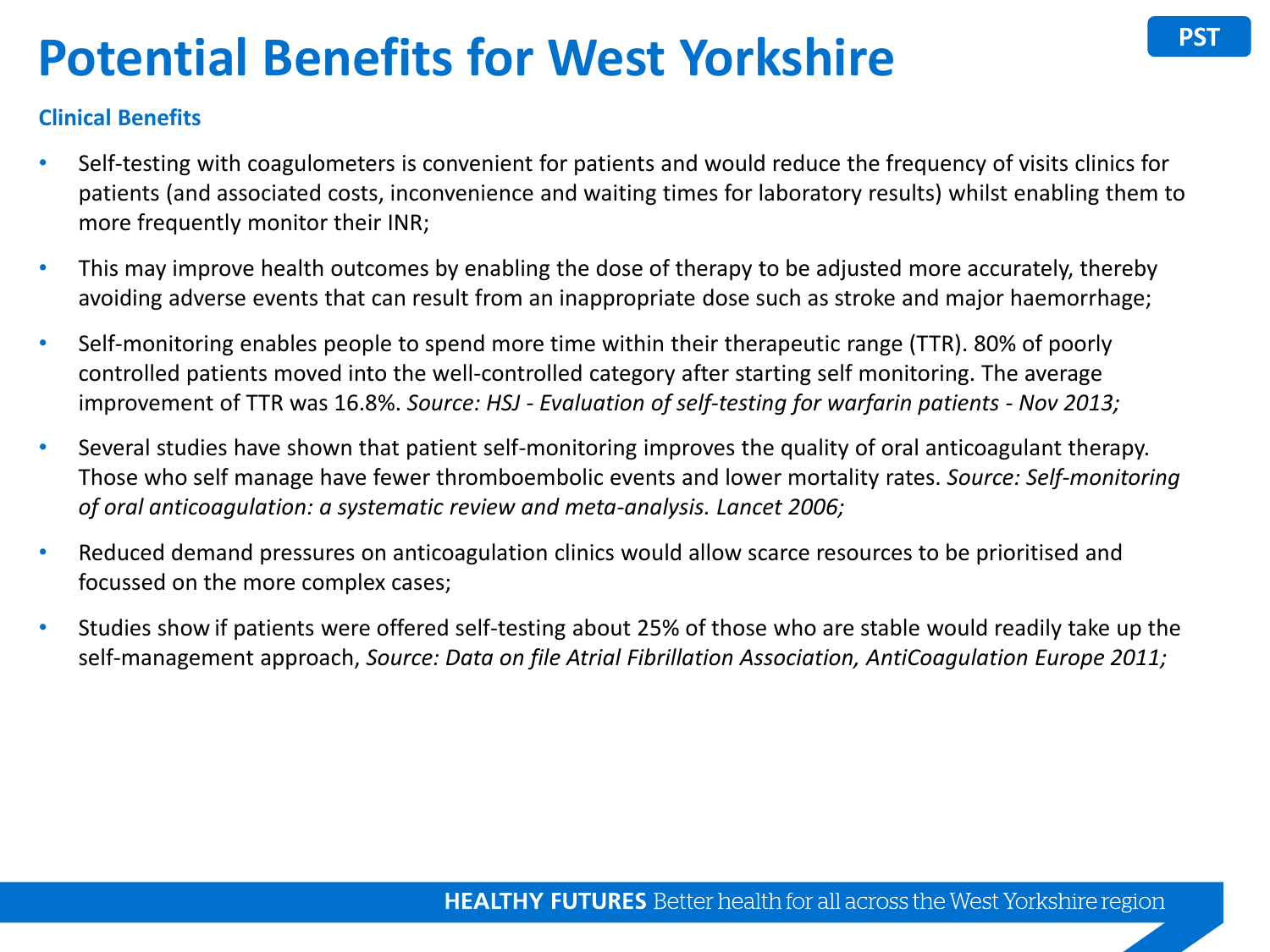# Potential Benefits for West Yorkshire

PST

**Clinical Benefits**

- Self-testing with coagulometers is convenient for patients and would reduce the frequency of visits clinics for patients (and associated costs, inconvenience and waiting times for laboratory results) whilst enabling them to more frequently monitor their INR;
- This may improve health outcomes by enabling the dose of therapy to be adjusted more accurately, thereby avoiding adverse events that can result from an inappropriate dose such as stroke and major haemorrhage;
- Self-monitoring enables people to spend more time within their therapeutic range (TTR). 80% of poorly controlled patients moved into the well-controlled category after starting self monitoring. The average improvement of TTR was 16.8%. *Source: HSJ - Evaluation of self-testing for warfarin patients - Nov 2013;*
- Several studies have shown that patient self-monitoring improves the quality of oral anticoagulant therapy. Those who self manage have fewer thromboembolic events and lower mortality rates. *Source: Self-monitoring of oral anticoagulation: a systematic review and meta-analysis. Lancet 2006;*
- Reduced demand pressures on anticoagulation clinics would allow scarce resources to be prioritised and focussed on the more complex cases;
- Studies show if patients were offered self-testing about 25% of those who are stable would readily take up the self-management approach, *Source: Data on file Atrial Fibrillation Association, AntiCoagulation Europe 2011;*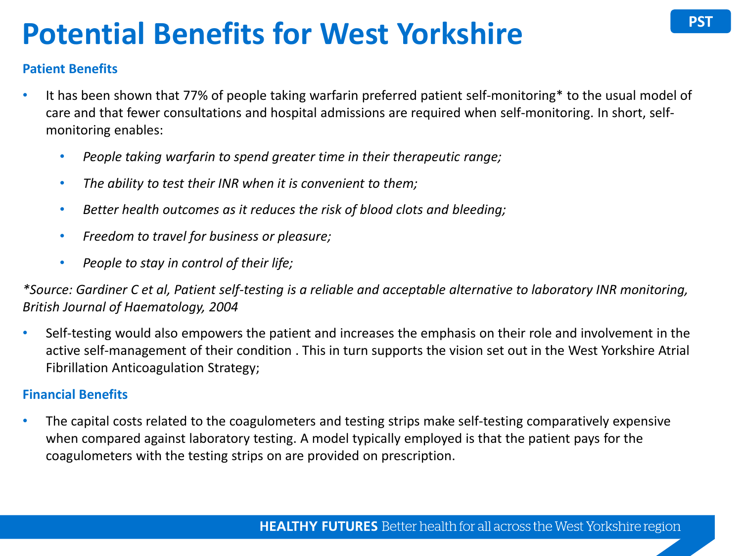# Potential Benefits for West Yorkshire

PST

### Patient Benefits

- It has been shown that 77% of people taking warfarin preferred patient self-monitoring* to the usual model of care and that fewer consultations and hospital admissions are required when self-monitoring. In short, self-monitoring enables:
  - *People taking warfarin to spend greater time in their therapeutic range;*
  - *The ability to test their INR when it is convenient to them;*
  - *Better health outcomes as it reduces the risk of blood clots and bleeding;*
  - *Freedom to travel for business or pleasure;*
  - *People to stay in control of their life;*

*\*Source: Gardiner C et al, Patient self-testing is a reliable and acceptable alternative to laboratory INR monitoring, British Journal of Haematology, 2004*

- Self-testing would also empowers the patient and increases the emphasis on their role and involvement in the active self-management of their condition . This in turn supports the vision set out in the West Yorkshire Atrial Fibrillation Anticoagulation Strategy;

### Financial Benefits

- The capital costs related to the coagulometers and testing strips make self-testing comparatively expensive when compared against laboratory testing. A model typically employed is that the patient pays for the coagulometers with the testing strips on are provided on prescription.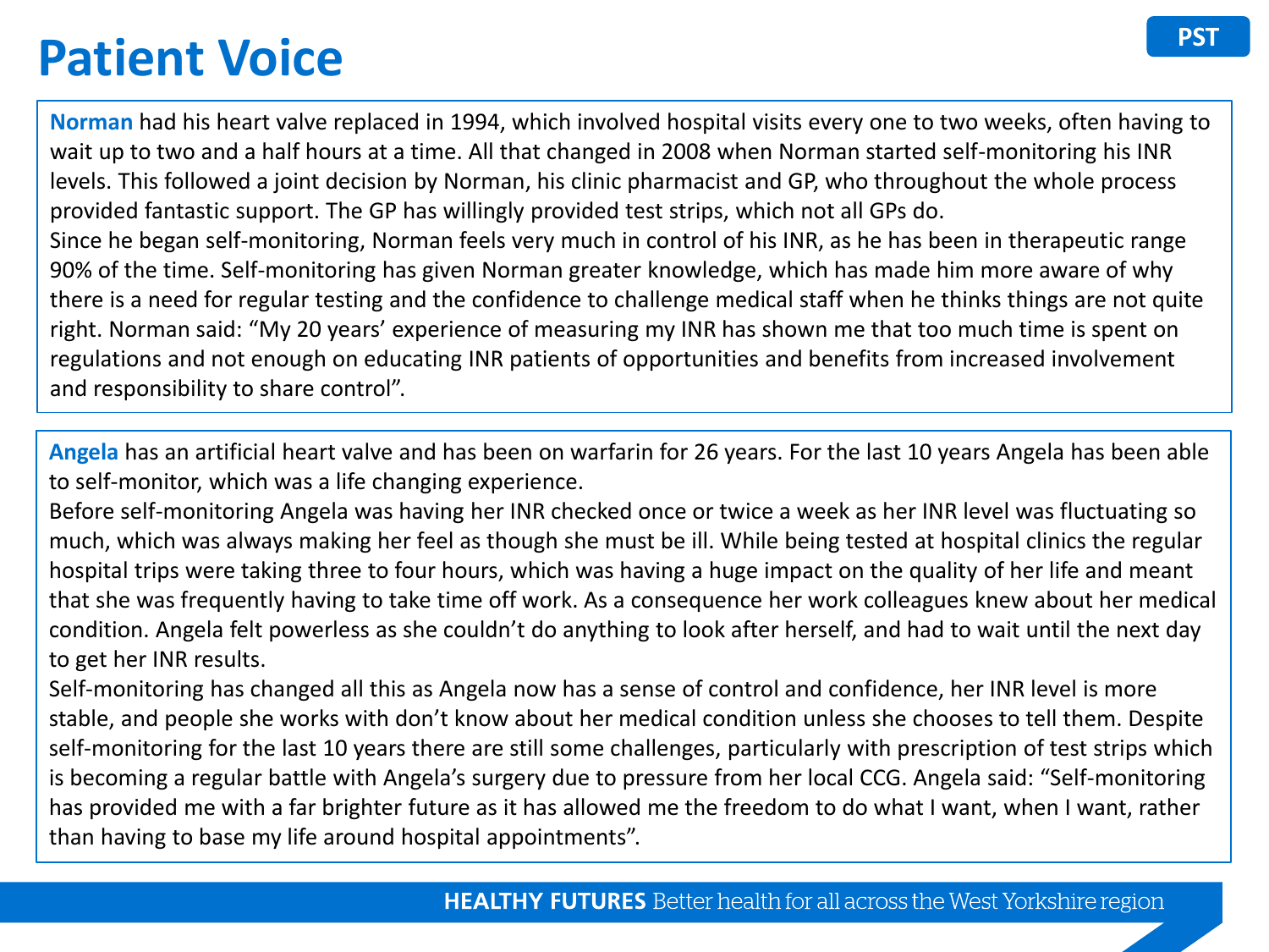# Patient Voice

PST

**Norman** had his heart valve replaced in 1994, which involved hospital visits every one to two weeks, often having to wait up to two and a half hours at a time. All that changed in 2008 when Norman started self-monitoring his INR levels. This followed a joint decision by Norman, his clinic pharmacist and GP, who throughout the whole process provided fantastic support. The GP has willingly provided test strips, which not all GPs do.

Since he began self-monitoring, Norman feels very much in control of his INR, as he has been in therapeutic range 90% of the time. Self-monitoring has given Norman greater knowledge, which has made him more aware of why there is a need for regular testing and the confidence to challenge medical staff when he thinks things are not quite right. Norman said: "My 20 years' experience of measuring my INR has shown me that too much time is spent on regulations and not enough on educating INR patients of opportunities and benefits from increased involvement and responsibility to share control".

**Angela** has an artificial heart valve and has been on warfarin for 26 years. For the last 10 years Angela has been able to self-monitor, which was a life changing experience.

Before self-monitoring Angela was having her INR checked once or twice a week as her INR level was fluctuating so much, which was always making her feel as though she must be ill. While being tested at hospital clinics the regular hospital trips were taking three to four hours, which was having a huge impact on the quality of her life and meant that she was frequently having to take time off work. As a consequence her work colleagues knew about her medical condition. Angela felt powerless as she couldn't do anything to look after herself, and had to wait until the next day to get her INR results.

Self-monitoring has changed all this as Angela now has a sense of control and confidence, her INR level is more stable, and people she works with don't know about her medical condition unless she chooses to tell them. Despite self-monitoring for the last 10 years there are still some challenges, particularly with prescription of test strips which is becoming a regular battle with Angela's surgery due to pressure from her local CCG. Angela said: "Self-monitoring has provided me with a far brighter future as it has allowed me the freedom to do what I want, when I want, rather than having to base my life around hospital appointments".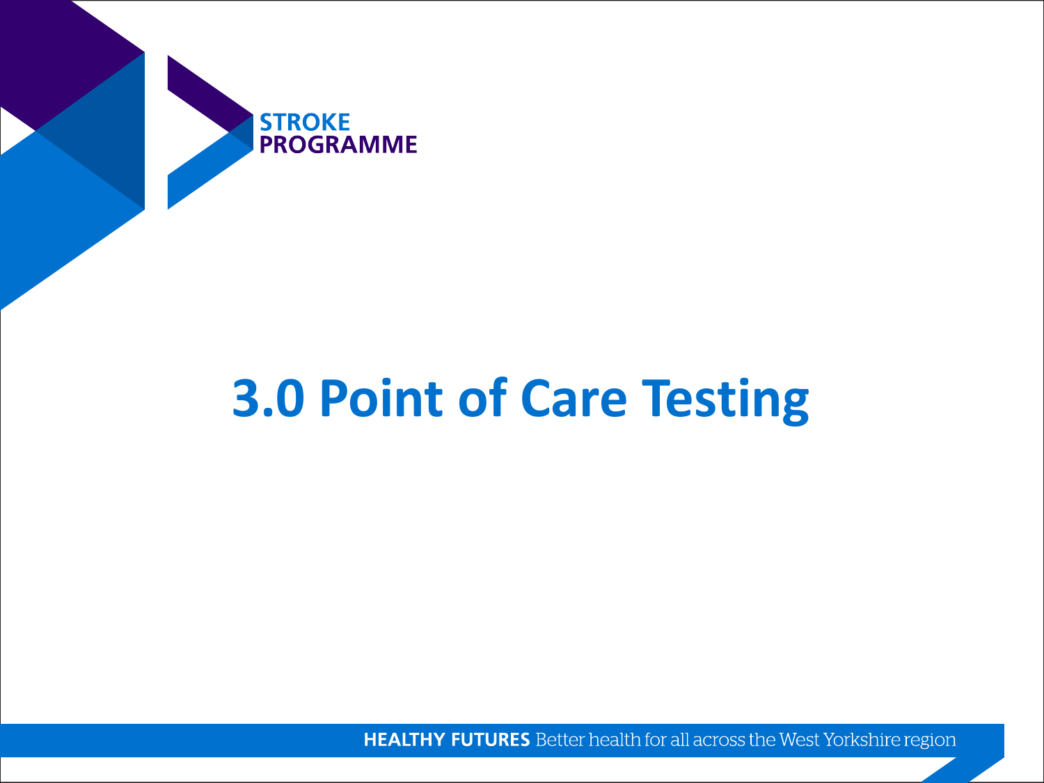STROKE PROGRAMME

# 3.0 Point of Care Testing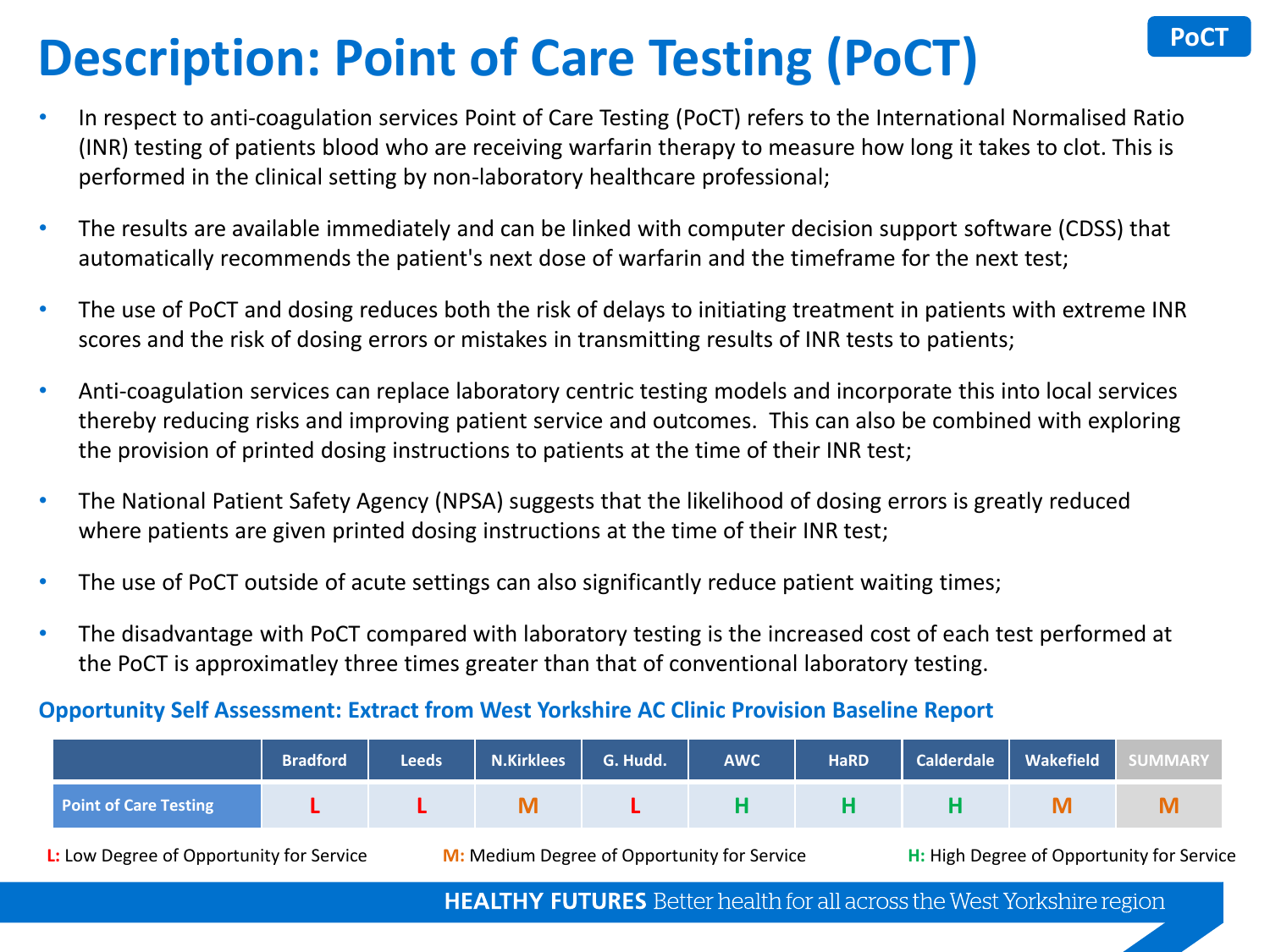# Description: Point of Care Testing (PoCT)

PoCT

- In respect to anti-coagulation services Point of Care Testing (PoCT) refers to the International Normalised Ratio (INR) testing of patients blood who are receiving warfarin therapy to measure how long it takes to clot. This is performed in the clinical setting by non-laboratory healthcare professional;
- The results are available immediately and can be linked with computer decision support software (CDSS) that automatically recommends the patient's next dose of warfarin and the timeframe for the next test;
- The use of PoCT and dosing reduces both the risk of delays to initiating treatment in patients with extreme INR scores and the risk of dosing errors or mistakes in transmitting results of INR tests to patients;
- Anti-coagulation services can replace laboratory centric testing models and incorporate this into local services thereby reducing risks and improving patient service and outcomes. This can also be combined with exploring the provision of printed dosing instructions to patients at the time of their INR test;
- The National Patient Safety Agency (NPSA) suggests that the likelihood of dosing errors is greatly reduced where patients are given printed dosing instructions at the time of their INR test;
- The use of PoCT outside of acute settings can also significantly reduce patient waiting times;
- The disadvantage with PoCT compared with laboratory testing is the increased cost of each test performed at the PoCT is approximatley three times greater than that of conventional laboratory testing.

**Opportunity Self Assessment: Extract from West Yorkshire AC Clinic Provision Baseline Report**

| | Bradford | Leeds | N.Kirklees | G. Hudd. | AWC | HaRD | Calderdale | Wakefield | SUMMARY |
|---|---|---|---|---|---|---|---|---|---|
| Point of Care Testing | L | L | M | L | H | H | H | M | M |

**L:** Low Degree of Opportunity for Service **M:** Medium Degree of Opportunity for Service **H:** High Degree of Opportunity for Service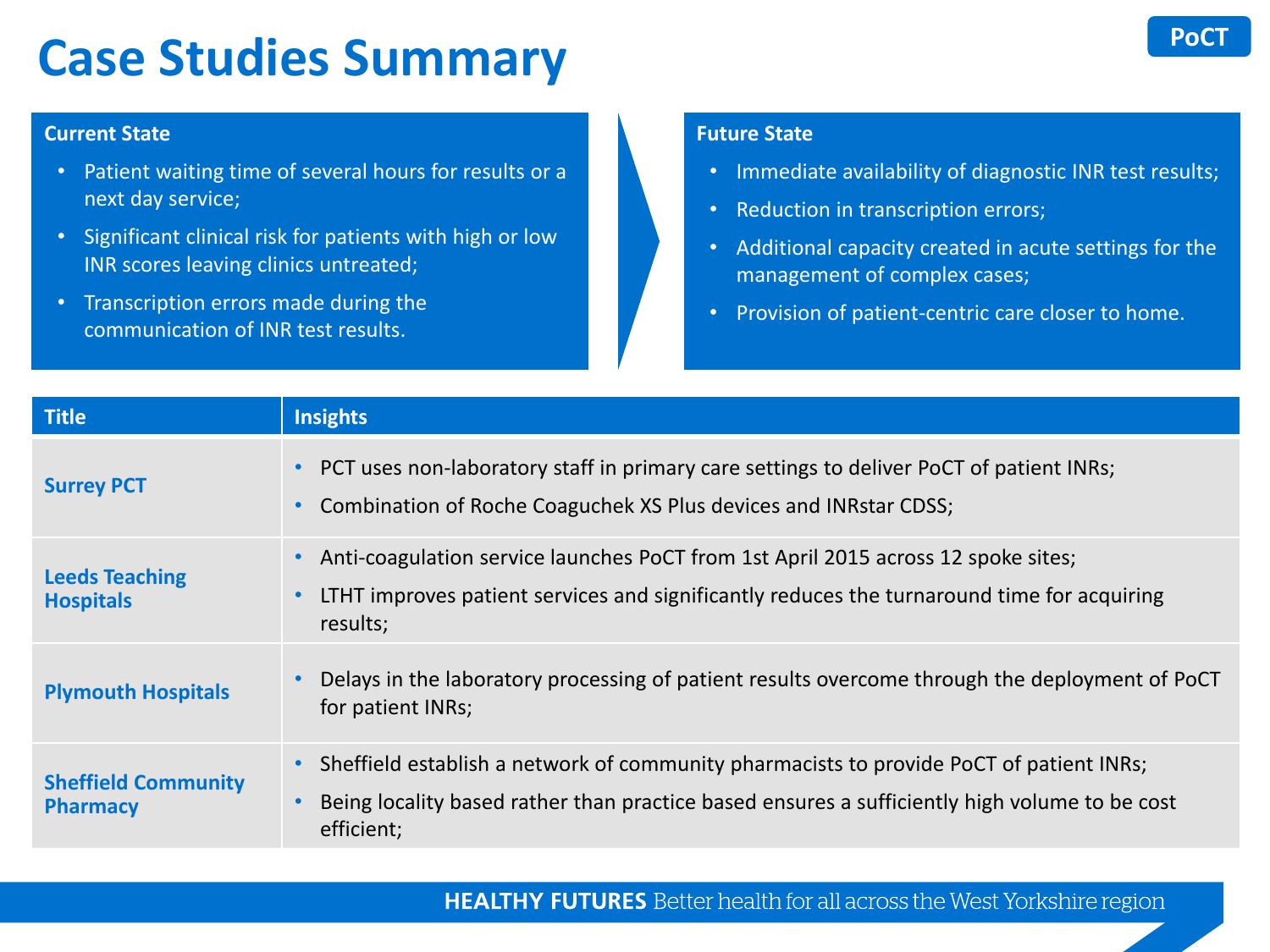# Case Studies Summary

PoCT

**Current State**

- Patient waiting time of several hours for results or a next day service;
- Significant clinical risk for patients with high or low INR scores leaving clinics untreated;
- Transcription errors made during the communication of INR test results.

**Future State**

- Immediate availability of diagnostic INR test results;
- Reduction in transcription errors;
- Additional capacity created in acute settings for the management of complex cases;
- Provision of patient-centric care closer to home.

| Title | Insights |
|---|---|
| Surrey PCT | • PCT uses non-laboratory staff in primary care settings to deliver PoCT of patient INRs;<br>• Combination of Roche Coaguchek XS Plus devices and INRstar CDSS; |
| Leeds Teaching Hospitals | • Anti-coagulation service launches PoCT from 1st April 2015 across 12 spoke sites;<br>• LTHT improves patient services and significantly reduces the turnaround time for acquiring results; |
| Plymouth Hospitals | • Delays in the laboratory processing of patient results overcome through the deployment of PoCT for patient INRs; |
| Sheffield Community Pharmacy | • Sheffield establish a network of community pharmacists to provide PoCT of patient INRs;<br>• Being locality based rather than practice based ensures a sufficiently high volume to be cost efficient; |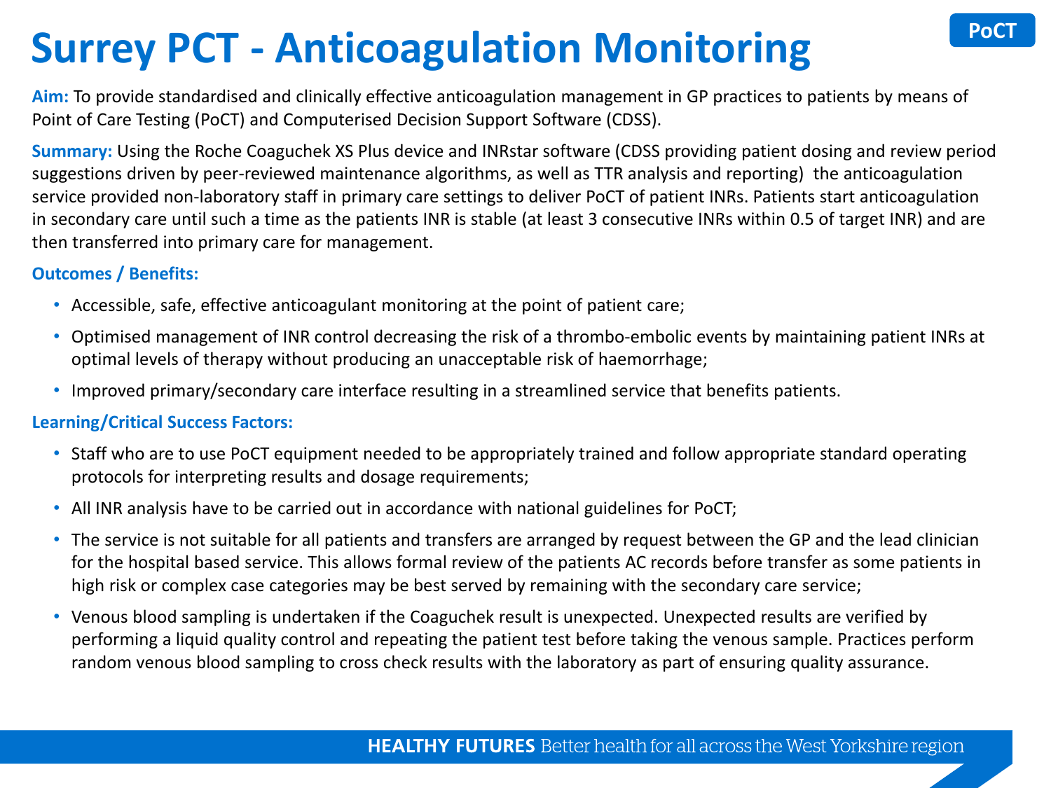# Surrey PCT - Anticoagulation Monitoring

PoCT

**Aim:** To provide standardised and clinically effective anticoagulation management in GP practices to patients by means of Point of Care Testing (PoCT) and Computerised Decision Support Software (CDSS).

**Summary:** Using the Roche Coaguchek XS Plus device and INRstar software (CDSS providing patient dosing and review period suggestions driven by peer-reviewed maintenance algorithms, as well as TTR analysis and reporting) the anticoagulation service provided non-laboratory staff in primary care settings to deliver PoCT of patient INRs. Patients start anticoagulation in secondary care until such a time as the patients INR is stable (at least 3 consecutive INRs within 0.5 of target INR) and are then transferred into primary care for management.

**Outcomes / Benefits:**

- Accessible, safe, effective anticoagulant monitoring at the point of patient care;
- Optimised management of INR control decreasing the risk of a thrombo-embolic events by maintaining patient INRs at optimal levels of therapy without producing an unacceptable risk of haemorrhage;
- Improved primary/secondary care interface resulting in a streamlined service that benefits patients.

**Learning/Critical Success Factors:**

- Staff who are to use PoCT equipment needed to be appropriately trained and follow appropriate standard operating protocols for interpreting results and dosage requirements;
- All INR analysis have to be carried out in accordance with national guidelines for PoCT;
- The service is not suitable for all patients and transfers are arranged by request between the GP and the lead clinician for the hospital based service. This allows formal review of the patients AC records before transfer as some patients in high risk or complex case categories may be best served by remaining with the secondary care service;
- Venous blood sampling is undertaken if the Coaguchek result is unexpected. Unexpected results are verified by performing a liquid quality control and repeating the patient test before taking the venous sample. Practices perform random venous blood sampling to cross check results with the laboratory as part of ensuring quality assurance.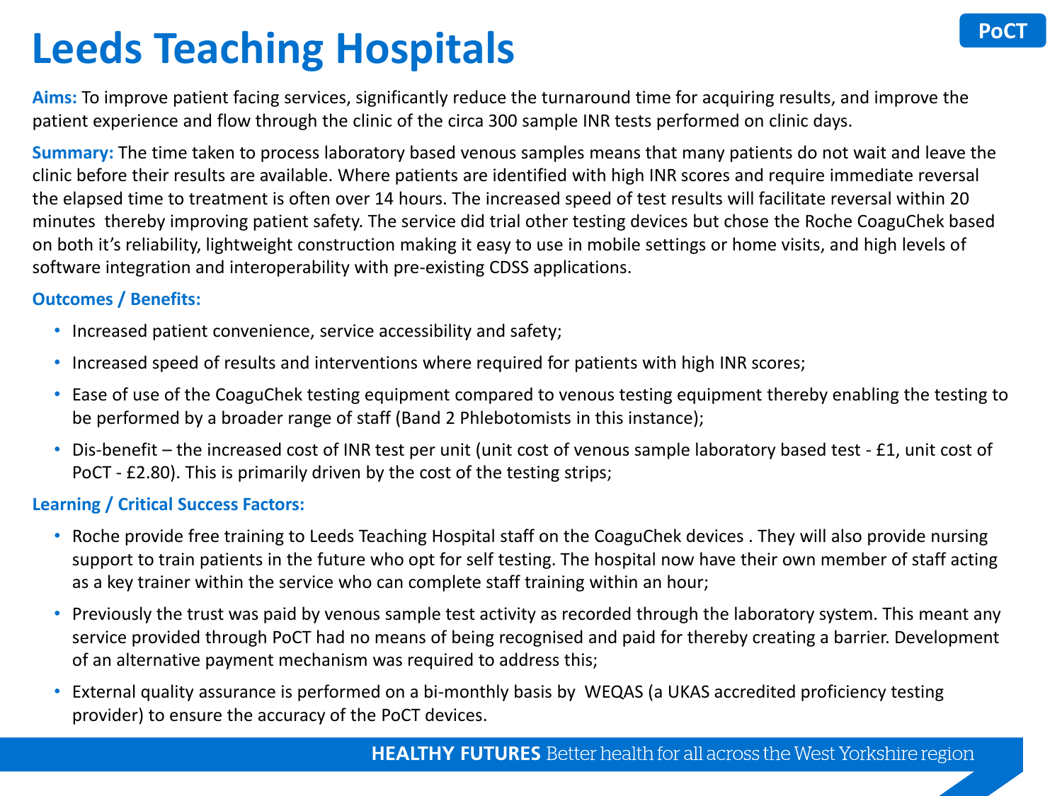# Leeds Teaching Hospitals

PoCT

**Aims:** To improve patient facing services, significantly reduce the turnaround time for acquiring results, and improve the patient experience and flow through the clinic of the circa 300 sample INR tests performed on clinic days.

**Summary:** The time taken to process laboratory based venous samples means that many patients do not wait and leave the clinic before their results are available. Where patients are identified with high INR scores and require immediate reversal the elapsed time to treatment is often over 14 hours. The increased speed of test results will facilitate reversal within 20 minutes thereby improving patient safety. The service did trial other testing devices but chose the Roche CoaguChek based on both it's reliability, lightweight construction making it easy to use in mobile settings or home visits, and high levels of software integration and interoperability with pre-existing CDSS applications.

**Outcomes / Benefits:**

- Increased patient convenience, service accessibility and safety;
- Increased speed of results and interventions where required for patients with high INR scores;
- Ease of use of the CoaguChek testing equipment compared to venous testing equipment thereby enabling the testing to be performed by a broader range of staff (Band 2 Phlebotomists in this instance);
- Dis-benefit – the increased cost of INR test per unit (unit cost of venous sample laboratory based test - £1, unit cost of PoCT - £2.80). This is primarily driven by the cost of the testing strips;

**Learning / Critical Success Factors:**

- Roche provide free training to Leeds Teaching Hospital staff on the CoaguChek devices . They will also provide nursing support to train patients in the future who opt for self testing. The hospital now have their own member of staff acting as a key trainer within the service who can complete staff training within an hour;
- Previously the trust was paid by venous sample test activity as recorded through the laboratory system. This meant any service provided through PoCT had no means of being recognised and paid for thereby creating a barrier. Development of an alternative payment mechanism was required to address this;
- External quality assurance is performed on a bi-monthly basis by WEQAS (a UKAS accredited proficiency testing provider) to ensure the accuracy of the PoCT devices.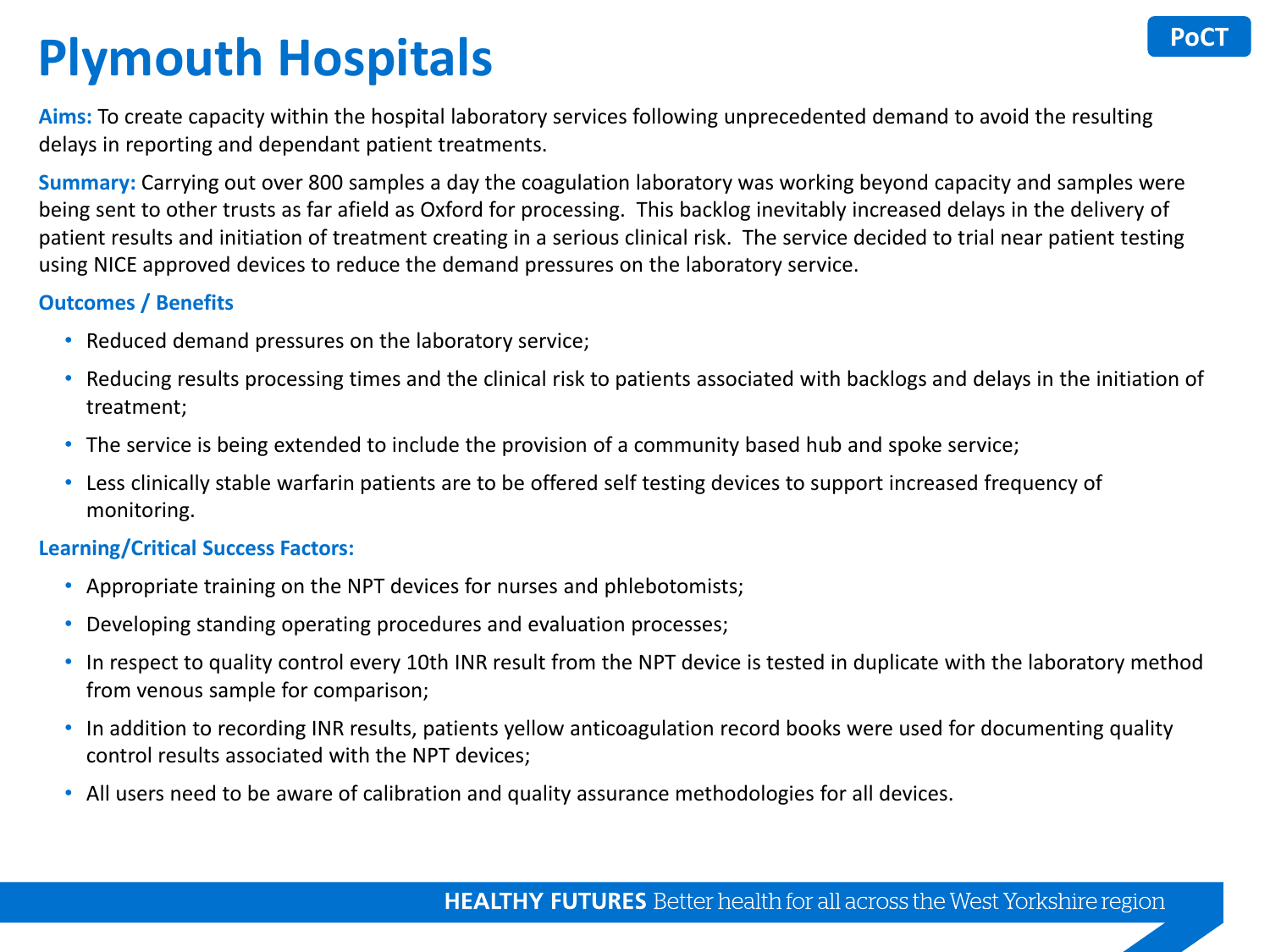# Plymouth Hospitals

PoCT

**Aims:** To create capacity within the hospital laboratory services following unprecedented demand to avoid the resulting delays in reporting and dependant patient treatments.

**Summary:** Carrying out over 800 samples a day the coagulation laboratory was working beyond capacity and samples were being sent to other trusts as far afield as Oxford for processing. This backlog inevitably increased delays in the delivery of patient results and initiation of treatment creating in a serious clinical risk. The service decided to trial near patient testing using NICE approved devices to reduce the demand pressures on the laboratory service.

**Outcomes / Benefits**

- Reduced demand pressures on the laboratory service;
- Reducing results processing times and the clinical risk to patients associated with backlogs and delays in the initiation of treatment;
- The service is being extended to include the provision of a community based hub and spoke service;
- Less clinically stable warfarin patients are to be offered self testing devices to support increased frequency of monitoring.

**Learning/Critical Success Factors:**

- Appropriate training on the NPT devices for nurses and phlebotomists;
- Developing standing operating procedures and evaluation processes;
- In respect to quality control every 10th INR result from the NPT device is tested in duplicate with the laboratory method from venous sample for comparison;
- In addition to recording INR results, patients yellow anticoagulation record books were used for documenting quality control results associated with the NPT devices;
- All users need to be aware of calibration and quality assurance methodologies for all devices.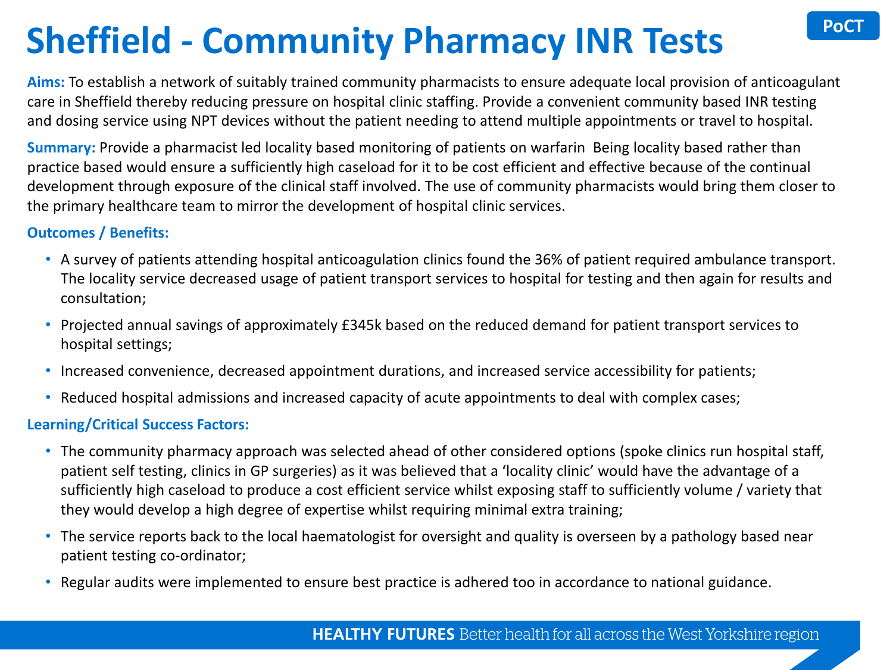# Sheffield - Community Pharmacy INR Tests

PoCT

**Aims:** To establish a network of suitably trained community pharmacists to ensure adequate local provision of anticoagulant care in Sheffield thereby reducing pressure on hospital clinic staffing. Provide a convenient community based INR testing and dosing service using NPT devices without the patient needing to attend multiple appointments or travel to hospital.

**Summary:** Provide a pharmacist led locality based monitoring of patients on warfarin Being locality based rather than practice based would ensure a sufficiently high caseload for it to be cost efficient and effective because of the continual development through exposure of the clinical staff involved. The use of community pharmacists would bring them closer to the primary healthcare team to mirror the development of hospital clinic services.

**Outcomes / Benefits:**

- A survey of patients attending hospital anticoagulation clinics found the 36% of patient required ambulance transport. The locality service decreased usage of patient transport services to hospital for testing and then again for results and consultation;
- Projected annual savings of approximately £345k based on the reduced demand for patient transport services to hospital settings;
- Increased convenience, decreased appointment durations, and increased service accessibility for patients;
- Reduced hospital admissions and increased capacity of acute appointments to deal with complex cases;

**Learning/Critical Success Factors:**

- The community pharmacy approach was selected ahead of other considered options (spoke clinics run hospital staff, patient self testing, clinics in GP surgeries) as it was believed that a 'locality clinic' would have the advantage of a sufficiently high caseload to produce a cost efficient service whilst exposing staff to sufficiently volume / variety that they would develop a high degree of expertise whilst requiring minimal extra training;
- The service reports back to the local haematologist for oversight and quality is overseen by a pathology based near patient testing co-ordinator;
- Regular audits were implemented to ensure best practice is adhered too in accordance to national guidance.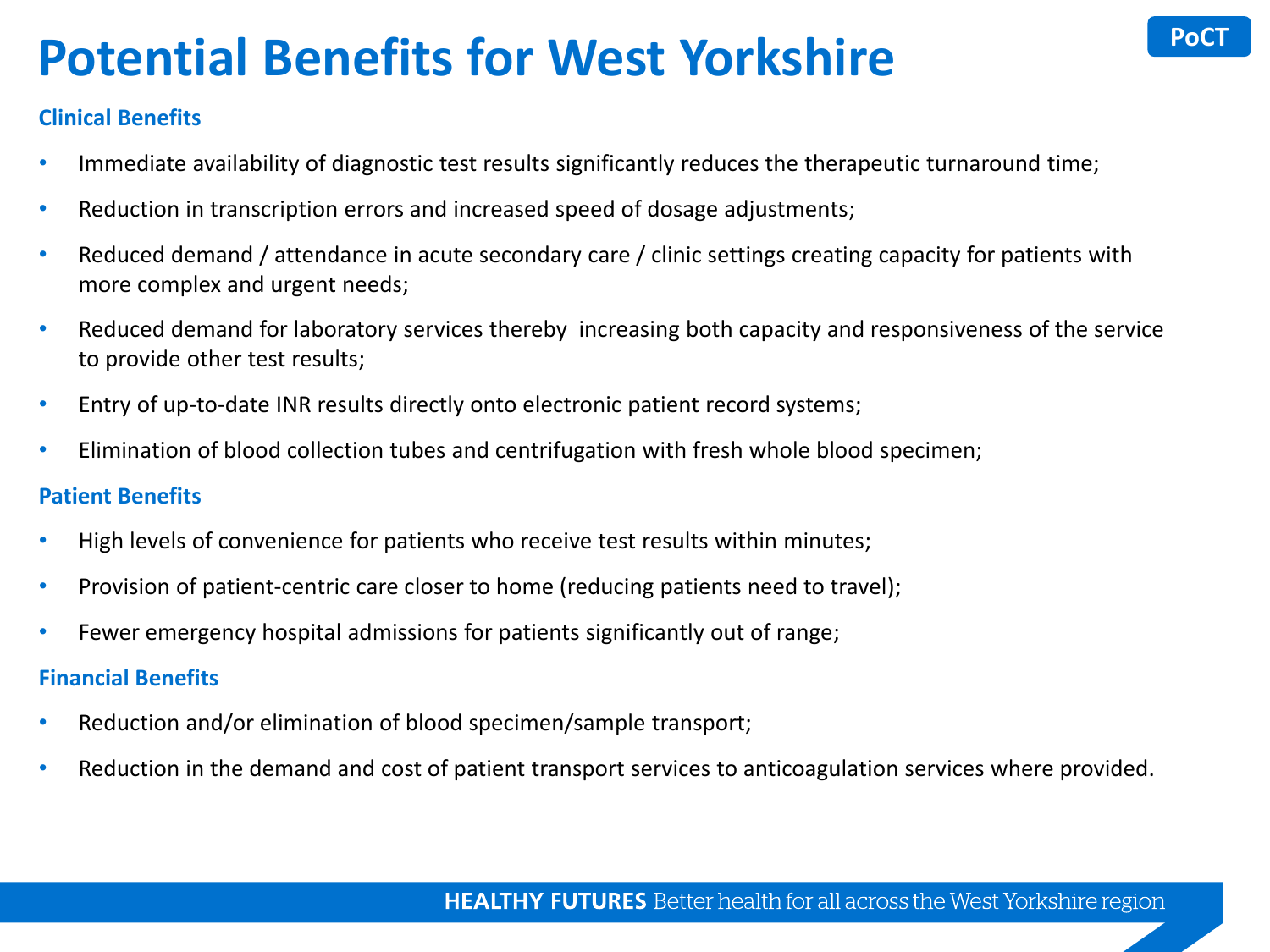# Potential Benefits for West Yorkshire

PoCT

### Clinical Benefits

- Immediate availability of diagnostic test results significantly reduces the therapeutic turnaround time;
- Reduction in transcription errors and increased speed of dosage adjustments;
- Reduced demand / attendance in acute secondary care / clinic settings creating capacity for patients with more complex and urgent needs;
- Reduced demand for laboratory services thereby increasing both capacity and responsiveness of the service to provide other test results;
- Entry of up-to-date INR results directly onto electronic patient record systems;
- Elimination of blood collection tubes and centrifugation with fresh whole blood specimen;

### Patient Benefits

- High levels of convenience for patients who receive test results within minutes;
- Provision of patient-centric care closer to home (reducing patients need to travel);
- Fewer emergency hospital admissions for patients significantly out of range;

### Financial Benefits

- Reduction and/or elimination of blood specimen/sample transport;
- Reduction in the demand and cost of patient transport services to anticoagulation services where provided.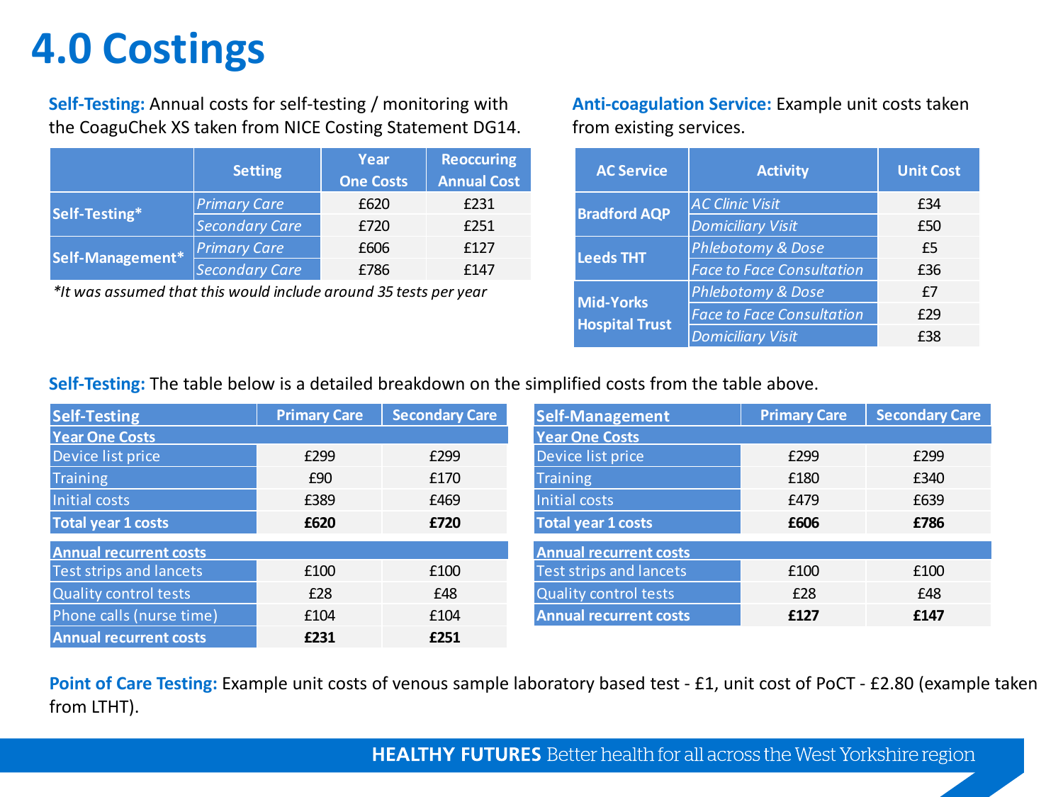# 4.0 Costings

**Self-Testing:** Annual costs for self-testing / monitoring with the CoaguChek XS taken from NICE Costing Statement DG14.

| | Setting | Year One Costs | Reoccuring Annual Cost |
|---|---|---|---|
| **Self-Testing*** | *Primary Care* | £620 | £231 |
| | *Secondary Care* | £720 | £251 |
| **Self-Management*** | *Primary Care* | £606 | £127 |
| | *Secondary Care* | £786 | £147 |

*\*It was assumed that this would include around 35 tests per year*

**Anti-coagulation Service:** Example unit costs taken from existing services.

| AC Service | Activity | Unit Cost |
|---|---|---|
| **Bradford AQP** | *AC Clinic Visit* | £34 |
| | *Domiciliary Visit* | £50 |
| **Leeds THT** | *Phlebotomy & Dose* | £5 |
| | *Face to Face Consultation* | £36 |
| **Mid-Yorks Hospital Trust** | *Phlebotomy & Dose* | £7 |
| | *Face to Face Consultation* | £29 |
| | *Domiciliary Visit* | £38 |

**Self-Testing:** The table below is a detailed breakdown on the simplified costs from the table above.

| Self-Testing | Primary Care | Secondary Care |
|---|---|---|
| **Year One Costs** | | |
| Device list price | £299 | £299 |
| Training | £90 | £170 |
| Initial costs | £389 | £469 |
| **Total year 1 costs** | **£620** | **£720** |
| **Annual recurrent costs** | | |
| Test strips and lancets | £100 | £100 |
| Quality control tests | £28 | £48 |
| Phone calls (nurse time) | £104 | £104 |
| **Annual recurrent costs** | **£231** | **£251** |

| Self-Management | Primary Care | Secondary Care |
|---|---|---|
| **Year One Costs** | | |
| Device list price | £299 | £299 |
| Training | £180 | £340 |
| Initial costs | £479 | £639 |
| **Total year 1 costs** | **£606** | **£786** |
| **Annual recurrent costs** | | |
| Test strips and lancets | £100 | £100 |
| Quality control tests | £28 | £48 |
| **Annual recurrent costs** | **£127** | **£147** |

**Point of Care Testing:** Example unit costs of venous sample laboratory based test - £1, unit cost of PoCT - £2.80 (example taken from LTHT).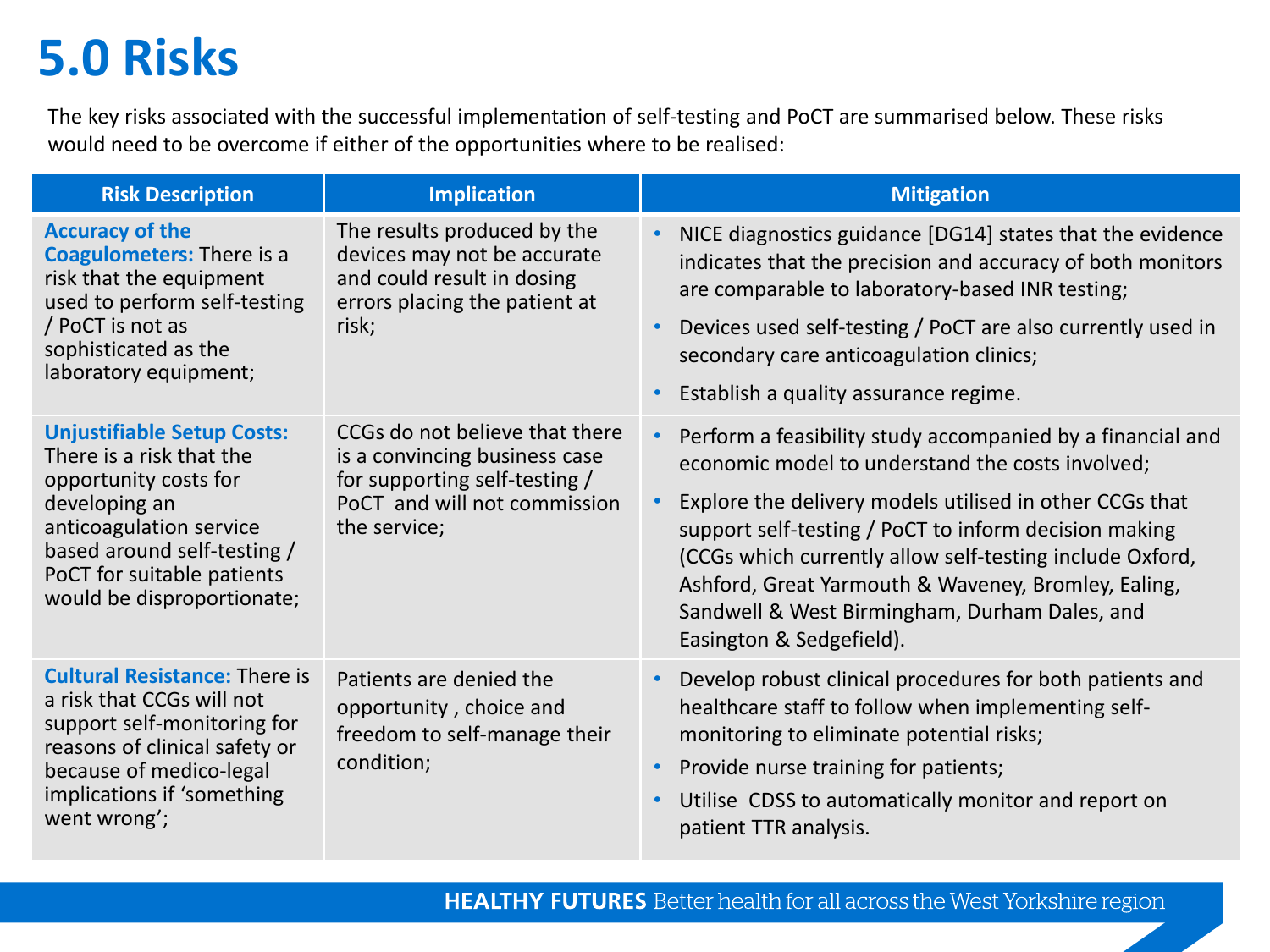# 5.0 Risks

The key risks associated with the successful implementation of self-testing and PoCT are summarised below. These risks would need to be overcome if either of the opportunities where to be realised:

| Risk Description | Implication | Mitigation |
|---|---|---|
| **Accuracy of the Coagulometers:** There is a risk that the equipment used to perform self-testing / PoCT is not as sophisticated as the laboratory equipment; | The results produced by the devices may not be accurate and could result in dosing errors placing the patient at risk; | • NICE diagnostics guidance [DG14] states that the evidence indicates that the precision and accuracy of both monitors are comparable to laboratory-based INR testing;<br>• Devices used self-testing / PoCT are also currently used in secondary care anticoagulation clinics;<br>• Establish a quality assurance regime. |
| **Unjustifiable Setup Costs:** There is a risk that the opportunity costs for developing an anticoagulation service based around self-testing / PoCT for suitable patients would be disproportionate; | CCGs do not believe that there is a convincing business case for supporting self-testing / PoCT and will not commission the service; | • Perform a feasibility study accompanied by a financial and economic model to understand the costs involved;<br>• Explore the delivery models utilised in other CCGs that support self-testing / PoCT to inform decision making (CCGs which currently allow self-testing include Oxford, Ashford, Great Yarmouth & Waveney, Bromley, Ealing, Sandwell & West Birmingham, Durham Dales, and Easington & Sedgefield). |
| **Cultural Resistance:** There is a risk that CCGs will not support self-monitoring for reasons of clinical safety or because of medico-legal implications if 'something went wrong'; | Patients are denied the opportunity , choice and freedom to self-manage their condition; | • Develop robust clinical procedures for both patients and healthcare staff to follow when implementing self-monitoring to eliminate potential risks;<br>• Provide nurse training for patients;<br>• Utilise CDSS to automatically monitor and report on patient TTR analysis. |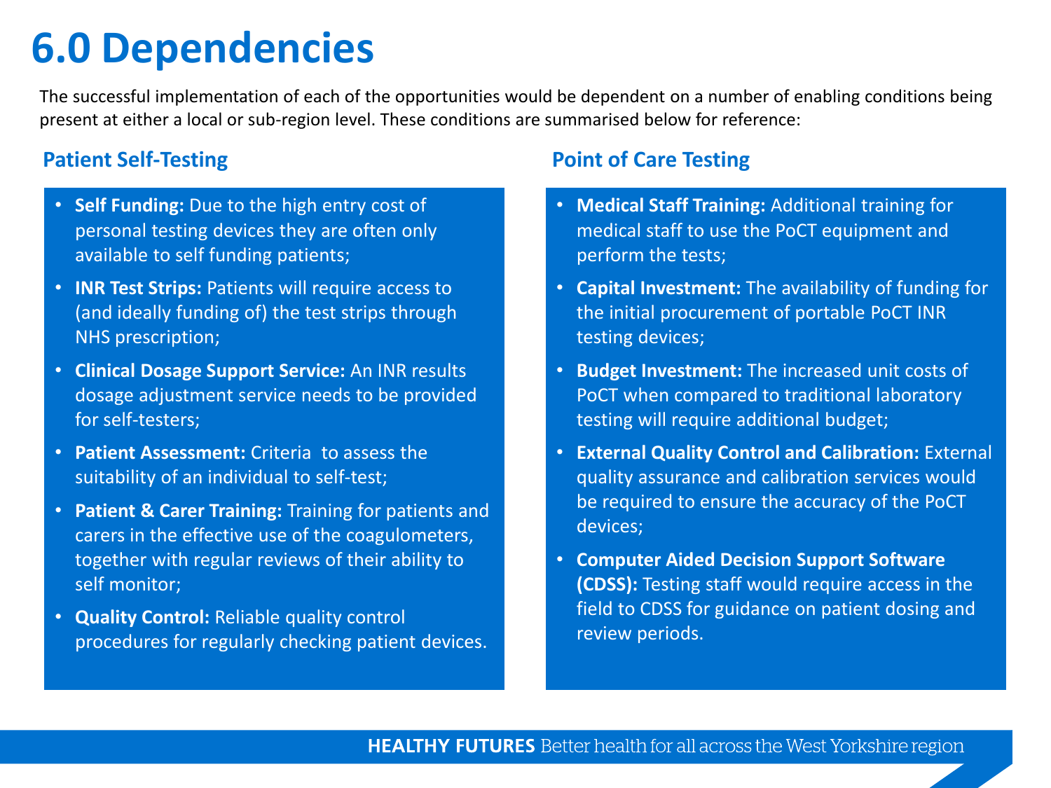# 6.0 Dependencies

The successful implementation of each of the opportunities would be dependent on a number of enabling conditions being present at either a local or sub-region level. These conditions are summarised below for reference:

## Patient Self-Testing

- **Self Funding:** Due to the high entry cost of personal testing devices they are often only available to self funding patients;
- **INR Test Strips:** Patients will require access to (and ideally funding of) the test strips through NHS prescription;
- **Clinical Dosage Support Service:** An INR results dosage adjustment service needs to be provided for self-testers;
- **Patient Assessment:** Criteria to assess the suitability of an individual to self-test;
- **Patient & Carer Training:** Training for patients and carers in the effective use of the coagulometers, together with regular reviews of their ability to self monitor;
- **Quality Control:** Reliable quality control procedures for regularly checking patient devices.

## Point of Care Testing

- **Medical Staff Training:** Additional training for medical staff to use the PoCT equipment and perform the tests;
- **Capital Investment:** The availability of funding for the initial procurement of portable PoCT INR testing devices;
- **Budget Investment:** The increased unit costs of PoCT when compared to traditional laboratory testing will require additional budget;
- **External Quality Control and Calibration:** External quality assurance and calibration services would be required to ensure the accuracy of the PoCT devices;
- **Computer Aided Decision Support Software (CDSS):** Testing staff would require access in the field to CDSS for guidance on patient dosing and review periods.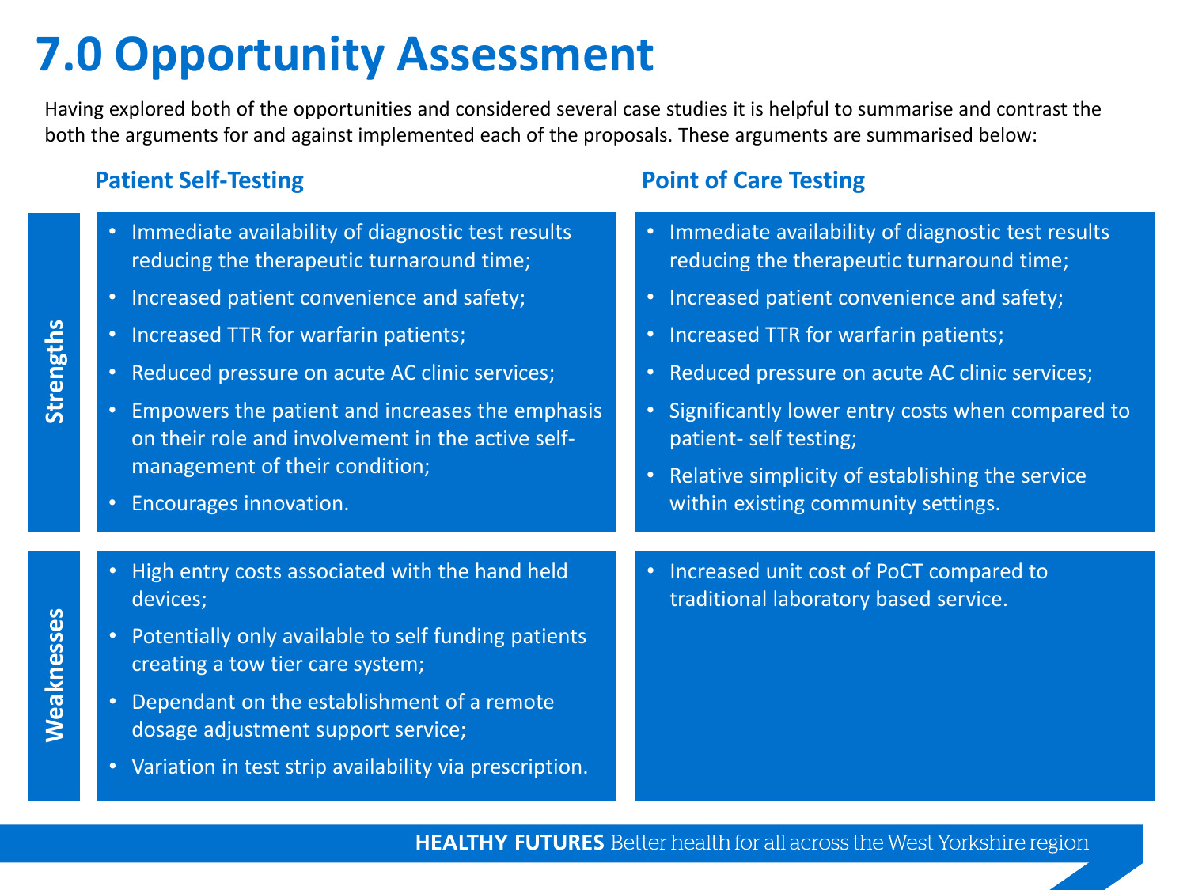# 7.0 Opportunity Assessment

Having explored both of the opportunities and considered several case studies it is helpful to summarise and contrast the both the arguments for and against implemented each of the proposals. These arguments are summarised below:

| | Patient Self-Testing | Point of Care Testing |
|---|---|---|
| **Strengths** | • Immediate availability of diagnostic test results reducing the therapeutic turnaround time;<br>• Increased patient convenience and safety;<br>• Increased TTR for warfarin patients;<br>• Reduced pressure on acute AC clinic services;<br>• Empowers the patient and increases the emphasis on their role and involvement in the active self-management of their condition;<br>• Encourages innovation. | • Immediate availability of diagnostic test results reducing the therapeutic turnaround time;<br>• Increased patient convenience and safety;<br>• Increased TTR for warfarin patients;<br>• Reduced pressure on acute AC clinic services;<br>• Significantly lower entry costs when compared to patient- self testing;<br>• Relative simplicity of establishing the service within existing community settings. |
| **Weaknesses** | • High entry costs associated with the hand held devices;<br>• Potentially only available to self funding patients creating a tow tier care system;<br>• Dependant on the establishment of a remote dosage adjustment support service;<br>• Variation in test strip availability via prescription. | • Increased unit cost of PoCT compared to traditional laboratory based service. |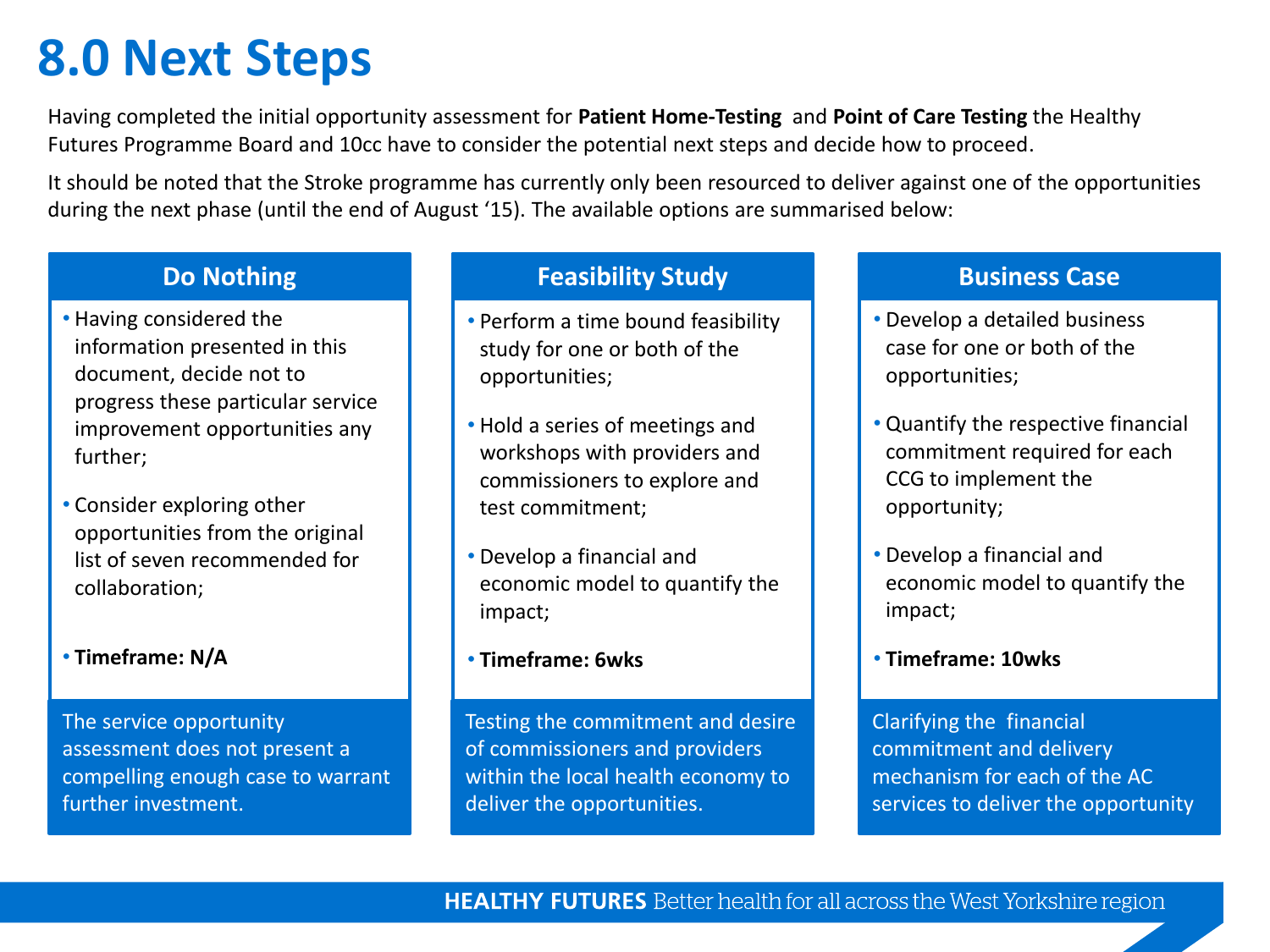# 8.0 Next Steps

Having completed the initial opportunity assessment for **Patient Home-Testing** and **Point of Care Testing** the Healthy Futures Programme Board and 10cc have to consider the potential next steps and decide how to proceed.

It should be noted that the Stroke programme has currently only been resourced to deliver against one of the opportunities during the next phase (until the end of August '15). The available options are summarised below:

## Do Nothing

- Having considered the information presented in this document, decide not to progress these particular service improvement opportunities any further;
- Consider exploring other opportunities from the original list of seven recommended for collaboration;
- **Timeframe: N/A**

The service opportunity assessment does not present a compelling enough case to warrant further investment.

## Feasibility Study

- Perform a time bound feasibility study for one or both of the opportunities;
- Hold a series of meetings and workshops with providers and commissioners to explore and test commitment;
- Develop a financial and economic model to quantify the impact;
- **Timeframe: 6wks**

Testing the commitment and desire of commissioners and providers within the local health economy to deliver the opportunities.

## Business Case

- Develop a detailed business case for one or both of the opportunities;
- Quantify the respective financial commitment required for each CCG to implement the opportunity;
- Develop a financial and economic model to quantify the impact;
- **Timeframe: 10wks**

Clarifying the financial commitment and delivery mechanism for each of the AC services to deliver the opportunity